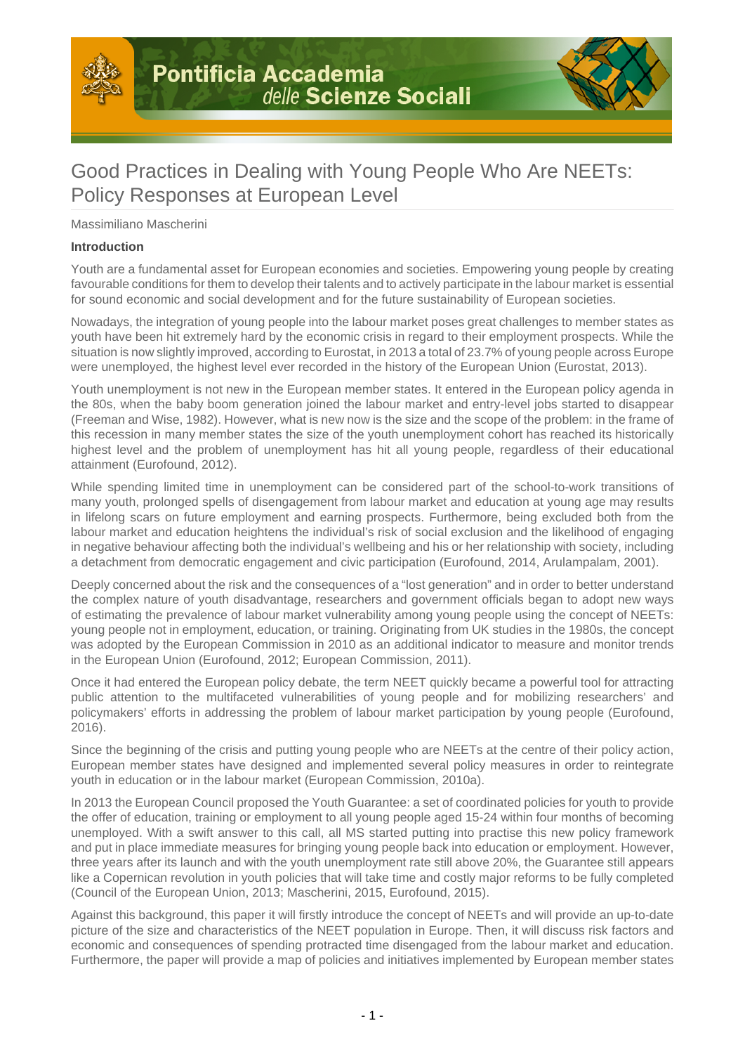Pontificia Accademia delle Scienze Sociali

# Good Practices in Dealing with Young People Who Are NEETs: Policy Responses at European Level

Massimiliano Mascherini

**Introduction**

Youth are a fundamental asset for European economies and societies. Empowering young people by creating favourable conditions for them to develop their talents and to actively participate in the labour market is essential for sound economic and social development and for the future sustainability of European societies.

Nowadays, the integration of young people into the labour market poses great challenges to member states as youth have been hit extremely hard by the economic crisis in regard to their employment prospects. While the situation is now slightly improved, according to Eurostat, in 2013 a total of 23.7% of young people across Europe were unemployed, the highest level ever recorded in the history of the European Union (Eurostat, 2013).

Youth unemployment is not new in the European member states. It entered in the European policy agenda in the 80s, when the baby boom generation joined the labour market and entry-level jobs started to disappear (Freeman and Wise, 1982). However, what is new now is the size and the scope of the problem: in the frame of this recession in many member states the size of the youth unemployment cohort has reached its historically highest level and the problem of unemployment has hit all young people, regardless of their educational attainment (Eurofound, 2012).

While spending limited time in unemployment can be considered part of the school-to-work transitions of many youth, prolonged spells of disengagement from labour market and education at young age may results in lifelong scars on future employment and earning prospects. Furthermore, being excluded both from the labour market and education heightens the individual's risk of social exclusion and the likelihood of engaging in negative behaviour affecting both the individual's wellbeing and his or her relationship with society, including a detachment from democratic engagement and civic participation (Eurofound, 2014, Arulampalam, 2001).

Deeply concerned about the risk and the consequences of a "lost generation" and in order to better understand the complex nature of youth disadvantage, researchers and government officials began to adopt new ways of estimating the prevalence of labour market vulnerability among young people using the concept of NEETs: young people not in employment, education, or training. Originating from UK studies in the 1980s, the concept was adopted by the European Commission in 2010 as an additional indicator to measure and monitor trends in the European Union (Eurofound, 2012; European Commission, 2011).

Once it had entered the European policy debate, the term NEET quickly became a powerful tool for attracting public attention to the multifaceted vulnerabilities of young people and for mobilizing researchers' and policymakers' efforts in addressing the problem of labour market participation by young people (Eurofound, 2016).

Since the beginning of the crisis and putting young people who are NEETs at the centre of their policy action, European member states have designed and implemented several policy measures in order to reintegrate youth in education or in the labour market (European Commission, 2010a).

In 2013 the European Council proposed the Youth Guarantee: a set of coordinated policies for youth to provide the offer of education, training or employment to all young people aged 15-24 within four months of becoming unemployed. With a swift answer to this call, all MS started putting into practise this new policy framework and put in place immediate measures for bringing young people back into education or employment. However, three years after its launch and with the youth unemployment rate still above 20%, the Guarantee still appears like a Copernican revolution in youth policies that will take time and costly major reforms to be fully completed (Council of the European Union, 2013; Mascherini, 2015, Eurofound, 2015).

Against this background, this paper it will firstly introduce the concept of NEETs and will provide an up-to-date picture of the size and characteristics of the NEET population in Europe. Then, it will discuss risk factors and economic and consequences of spending protracted time disengaged from the labour market and education. Furthermore, the paper will provide a map of policies and initiatives implemented by European member states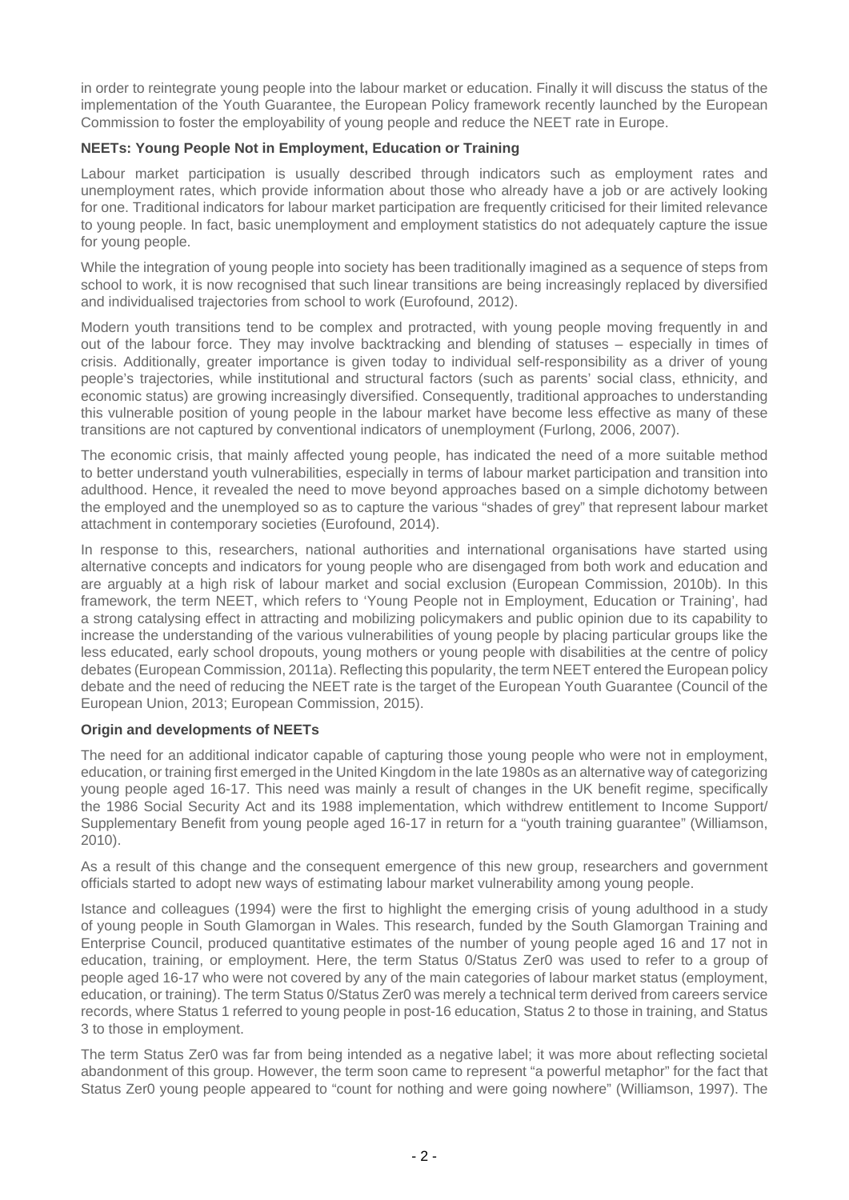in order to reintegrate young people into the labour market or education. Finally it will discuss the status of the implementation of the Youth Guarantee, the European Policy framework recently launched by the European Commission to foster the employability of young people and reduce the NEET rate in Europe.

**NEETs: Young People Not in Employment, Education or Training**

Labour market participation is usually described through indicators such as employment rates and unemployment rates, which provide information about those who already have a job or are actively looking for one. Traditional indicators for labour market participation are frequently criticised for their limited relevance to young people. In fact, basic unemployment and employment statistics do not adequately capture the issue for young people.

While the integration of young people into society has been traditionally imagined as a sequence of steps from school to work, it is now recognised that such linear transitions are being increasingly replaced by diversified and individualised trajectories from school to work (Eurofound, 2012).

Modern youth transitions tend to be complex and protracted, with young people moving frequently in and out of the labour force. They may involve backtracking and blending of statuses – especially in times of crisis. Additionally, greater importance is given today to individual self-responsibility as a driver of young people's trajectories, while institutional and structural factors (such as parents' social class, ethnicity, and economic status) are growing increasingly diversified. Consequently, traditional approaches to understanding this vulnerable position of young people in the labour market have become less effective as many of these transitions are not captured by conventional indicators of unemployment (Furlong, 2006, 2007).

The economic crisis, that mainly affected young people, has indicated the need of a more suitable method to better understand youth vulnerabilities, especially in terms of labour market participation and transition into adulthood. Hence, it revealed the need to move beyond approaches based on a simple dichotomy between the employed and the unemployed so as to capture the various "shades of grey" that represent labour market attachment in contemporary societies (Eurofound, 2014).

In response to this, researchers, national authorities and international organisations have started using alternative concepts and indicators for young people who are disengaged from both work and education and are arguably at a high risk of labour market and social exclusion (European Commission, 2010b). In this framework, the term NEET, which refers to 'Young People not in Employment, Education or Training', had a strong catalysing effect in attracting and mobilizing policymakers and public opinion due to its capability to increase the understanding of the various vulnerabilities of young people by placing particular groups like the less educated, early school dropouts, young mothers or young people with disabilities at the centre of policy debates (European Commission, 2011a). Reflecting this popularity, the term NEET entered the European policy debate and the need of reducing the NEET rate is the target of the European Youth Guarantee (Council of the European Union, 2013; European Commission, 2015).

**Origin and developments of NEETs**

The need for an additional indicator capable of capturing those young people who were not in employment, education, or training first emerged in the United Kingdom in the late 1980s as an alternative way of categorizing young people aged 16-17. This need was mainly a result of changes in the UK benefit regime, specifically the 1986 Social Security Act and its 1988 implementation, which withdrew entitlement to Income Support/ Supplementary Benefit from young people aged 16-17 in return for a "youth training guarantee" (Williamson, 2010).

As a result of this change and the consequent emergence of this new group, researchers and government officials started to adopt new ways of estimating labour market vulnerability among young people.

Istance and colleagues (1994) were the first to highlight the emerging crisis of young adulthood in a study of young people in South Glamorgan in Wales. This research, funded by the South Glamorgan Training and Enterprise Council, produced quantitative estimates of the number of young people aged 16 and 17 not in education, training, or employment. Here, the term Status 0/Status Zer0 was used to refer to a group of people aged 16-17 who were not covered by any of the main categories of labour market status (employment, education, or training). The term Status 0/Status Zer0 was merely a technical term derived from careers service records, where Status 1 referred to young people in post-16 education, Status 2 to those in training, and Status 3 to those in employment.

The term Status Zer0 was far from being intended as a negative label; it was more about reflecting societal abandonment of this group. However, the term soon came to represent "a powerful metaphor" for the fact that Status Zer0 young people appeared to "count for nothing and were going nowhere" (Williamson, 1997). The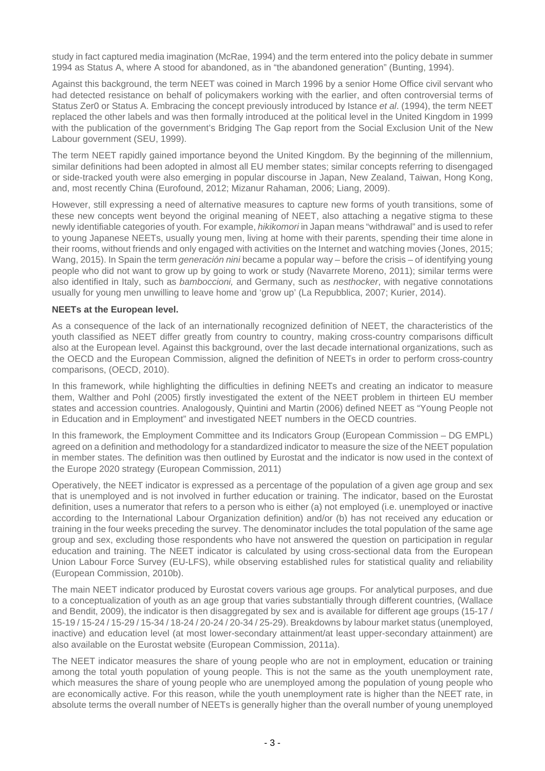study in fact captured media imagination (McRae, 1994) and the term entered into the policy debate in summer 1994 as Status A, where A stood for abandoned, as in "the abandoned generation" (Bunting, 1994).

Against this background, the term NEET was coined in March 1996 by a senior Home Office civil servant who had detected resistance on behalf of policymakers working with the earlier, and often controversial terms of Status Zer0 or Status A. Embracing the concept previously introduced by Istance *et al*. (1994), the term NEET replaced the other labels and was then formally introduced at the political level in the United Kingdom in 1999 with the publication of the government's Bridging The Gap report from the Social Exclusion Unit of the New Labour government (SEU, 1999).

The term NEET rapidly gained importance beyond the United Kingdom. By the beginning of the millennium, similar definitions had been adopted in almost all EU member states; similar concepts referring to disengaged or side-tracked youth were also emerging in popular discourse in Japan, New Zealand, Taiwan, Hong Kong, and, most recently China (Eurofound, 2012; Mizanur Rahaman, 2006; Liang, 2009).

However, still expressing a need of alternative measures to capture new forms of youth transitions, some of these new concepts went beyond the original meaning of NEET, also attaching a negative stigma to these newly identifiable categories of youth. For example, *hikikomori* in Japan means "withdrawal" and is used to refer to young Japanese NEETs, usually young men, living at home with their parents, spending their time alone in their rooms, without friends and only engaged with activities on the Internet and watching movies (Jones, 2015; Wang, 2015). In Spain the term *generación nini* became a popular way – before the crisis – of identifying young people who did not want to grow up by going to work or study (Navarrete Moreno, 2011); similar terms were also identified in Italy, such as *bamboccioni,* and Germany, such as *nesthocker*, with negative connotations usually for young men unwilling to leave home and 'grow up' (La Repubblica, 2007; Kurier, 2014).

**NEETs at the European level.**

As a consequence of the lack of an internationally recognized definition of NEET, the characteristics of the youth classified as NEET differ greatly from country to country, making cross-country comparisons difficult also at the European level. Against this background, over the last decade international organizations, such as the OECD and the European Commission, aligned the definition of NEETs in order to perform cross-country comparisons, (OECD, 2010).

In this framework, while highlighting the difficulties in defining NEETs and creating an indicator to measure them, Walther and Pohl (2005) firstly investigated the extent of the NEET problem in thirteen EU member states and accession countries. Analogously, Quintini and Martin (2006) defined NEET as "Young People not in Education and in Employment" and investigated NEET numbers in the OECD countries.

In this framework, the Employment Committee and its Indicators Group (European Commission – DG EMPL) agreed on a definition and methodology for a standardized indicator to measure the size of the NEET population in member states. The definition was then outlined by Eurostat and the indicator is now used in the context of the Europe 2020 strategy (European Commission, 2011)

Operatively, the NEET indicator is expressed as a percentage of the population of a given age group and sex that is unemployed and is not involved in further education or training. The indicator, based on the Eurostat definition, uses a numerator that refers to a person who is either (a) not employed (i.e. unemployed or inactive according to the International Labour Organization definition) and/or (b) has not received any education or training in the four weeks preceding the survey. The denominator includes the total population of the same age group and sex, excluding those respondents who have not answered the question on participation in regular education and training. The NEET indicator is calculated by using cross-sectional data from the European Union Labour Force Survey (EU-LFS), while observing established rules for statistical quality and reliability (European Commission, 2010b).

The main NEET indicator produced by Eurostat covers various age groups. For analytical purposes, and due to a conceptualization of youth as an age group that varies substantially through different countries, (Wallace and Bendit, 2009), the indicator is then disaggregated by sex and is available for different age groups (15-17 / 15-19 / 15-24 / 15-29 / 15-34 / 18-24 / 20-24 / 20-34 / 25-29). Breakdowns by labour market status (unemployed, inactive) and education level (at most lower-secondary attainment/at least upper-secondary attainment) are also available on the Eurostat website (European Commission, 2011a).

The NEET indicator measures the share of young people who are not in employment, education or training among the total youth population of young people. This is not the same as the youth unemployment rate, which measures the share of young people who are unemployed among the population of young people who are economically active. For this reason, while the youth unemployment rate is higher than the NEET rate, in absolute terms the overall number of NEETs is generally higher than the overall number of young unemployed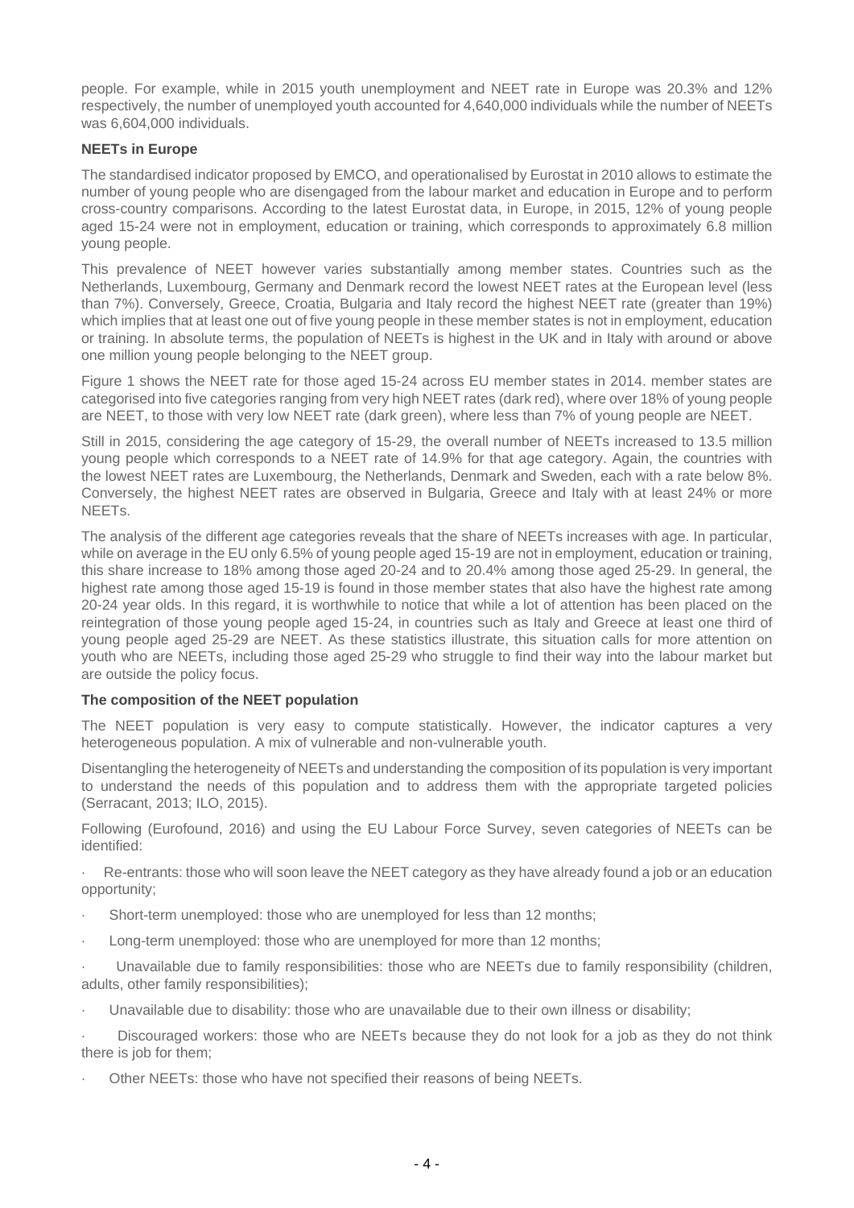people. For example, while in 2015 youth unemployment and NEET rate in Europe was 20.3% and 12% respectively, the number of unemployed youth accounted for 4,640,000 individuals while the number of NEETs was 6,604,000 individuals.

**NEETs in Europe**

The standardised indicator proposed by EMCO, and operationalised by Eurostat in 2010 allows to estimate the number of young people who are disengaged from the labour market and education in Europe and to perform cross-country comparisons. According to the latest Eurostat data, in Europe, in 2015, 12% of young people aged 15-24 were not in employment, education or training, which corresponds to approximately 6.8 million young people.

This prevalence of NEET however varies substantially among member states. Countries such as the Netherlands, Luxembourg, Germany and Denmark record the lowest NEET rates at the European level (less than 7%). Conversely, Greece, Croatia, Bulgaria and Italy record the highest NEET rate (greater than 19%) which implies that at least one out of five young people in these member states is not in employment, education or training. In absolute terms, the population of NEETs is highest in the UK and in Italy with around or above one million young people belonging to the NEET group.

Figure 1 shows the NEET rate for those aged 15-24 across EU member states in 2014. member states are categorised into five categories ranging from very high NEET rates (dark red), where over 18% of young people are NEET, to those with very low NEET rate (dark green), where less than 7% of young people are NEET.

Still in 2015, considering the age category of 15-29, the overall number of NEETs increased to 13.5 million young people which corresponds to a NEET rate of 14.9% for that age category. Again, the countries with the lowest NEET rates are Luxembourg, the Netherlands, Denmark and Sweden, each with a rate below 8%. Conversely, the highest NEET rates are observed in Bulgaria, Greece and Italy with at least 24% or more NEETs.

The analysis of the different age categories reveals that the share of NEETs increases with age. In particular, while on average in the EU only 6.5% of young people aged 15-19 are not in employment, education or training, this share increase to 18% among those aged 20-24 and to 20.4% among those aged 25-29. In general, the highest rate among those aged 15-19 is found in those member states that also have the highest rate among 20-24 year olds. In this regard, it is worthwhile to notice that while a lot of attention has been placed on the reintegration of those young people aged 15-24, in countries such as Italy and Greece at least one third of young people aged 25-29 are NEET. As these statistics illustrate, this situation calls for more attention on youth who are NEETs, including those aged 25-29 who struggle to find their way into the labour market but are outside the policy focus.

**The composition of the NEET population**

The NEET population is very easy to compute statistically. However, the indicator captures a very heterogeneous population. A mix of vulnerable and non-vulnerable youth.

Disentangling the heterogeneity of NEETs and understanding the composition of its population is very important to understand the needs of this population and to address them with the appropriate targeted policies (Serracant, 2013; ILO, 2015).

Following (Eurofound, 2016) and using the EU Labour Force Survey, seven categories of NEETs can be identified:

- Re-entrants: those who will soon leave the NEET category as they have already found a job or an education opportunity;
- Short-term unemployed: those who are unemployed for less than 12 months;
- Long-term unemployed: those who are unemployed for more than 12 months;
- Unavailable due to family responsibilities: those who are NEETs due to family responsibility (children, adults, other family responsibilities);
- Unavailable due to disability: those who are unavailable due to their own illness or disability;
- Discouraged workers: those who are NEETs because they do not look for a job as they do not think there is job for them;
- Other NEETs: those who have not specified their reasons of being NEETs.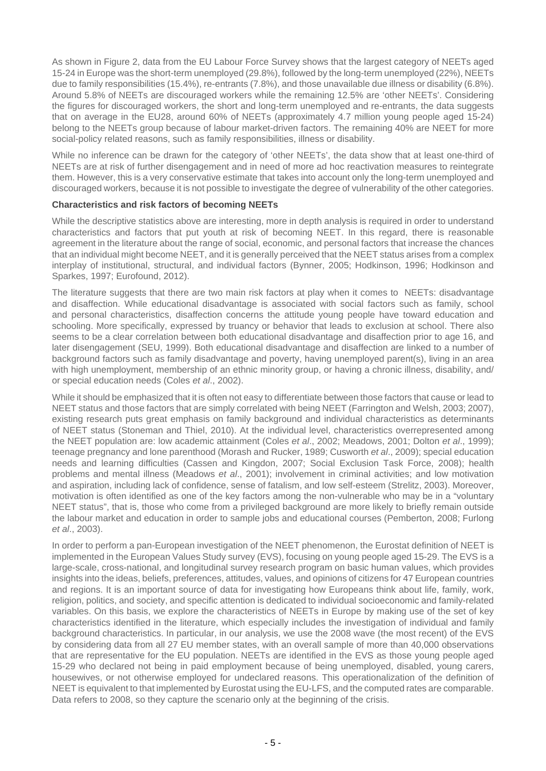As shown in Figure 2, data from the EU Labour Force Survey shows that the largest category of NEETs aged 15-24 in Europe was the short-term unemployed (29.8%), followed by the long-term unemployed (22%), NEETs due to family responsibilities (15.4%), re-entrants (7.8%), and those unavailable due illness or disability (6.8%). Around 5.8% of NEETs are discouraged workers while the remaining 12.5% are 'other NEETs'. Considering the figures for discouraged workers, the short and long-term unemployed and re-entrants, the data suggests that on average in the EU28, around 60% of NEETs (approximately 4.7 million young people aged 15-24) belong to the NEETs group because of labour market-driven factors. The remaining 40% are NEET for more social-policy related reasons, such as family responsibilities, illness or disability.

While no inference can be drawn for the category of 'other NEETs', the data show that at least one-third of NEETs are at risk of further disengagement and in need of more ad hoc reactivation measures to reintegrate them. However, this is a very conservative estimate that takes into account only the long-term unemployed and discouraged workers, because it is not possible to investigate the degree of vulnerability of the other categories.

**Characteristics and risk factors of becoming NEETs**

While the descriptive statistics above are interesting, more in depth analysis is required in order to understand characteristics and factors that put youth at risk of becoming NEET. In this regard, there is reasonable agreement in the literature about the range of social, economic, and personal factors that increase the chances that an individual might become NEET, and it is generally perceived that the NEET status arises from a complex interplay of institutional, structural, and individual factors (Bynner, 2005; Hodkinson, 1996; Hodkinson and Sparkes, 1997; Eurofound, 2012).

The literature suggests that there are two main risk factors at play when it comes to NEETs: disadvantage and disaffection. While educational disadvantage is associated with social factors such as family, school and personal characteristics, disaffection concerns the attitude young people have toward education and schooling. More specifically, expressed by truancy or behavior that leads to exclusion at school. There also seems to be a clear correlation between both educational disadvantage and disaffection prior to age 16, and later disengagement (SEU, 1999). Both educational disadvantage and disaffection are linked to a number of background factors such as family disadvantage and poverty, having unemployed parent(s), living in an area with high unemployment, membership of an ethnic minority group, or having a chronic illness, disability, and/ or special education needs (Coles *et al*., 2002).

While it should be emphasized that it is often not easy to differentiate between those factors that cause or lead to NEET status and those factors that are simply correlated with being NEET (Farrington and Welsh, 2003; 2007), existing research puts great emphasis on family background and individual characteristics as determinants of NEET status (Stoneman and Thiel, 2010). At the individual level, characteristics overrepresented among the NEET population are: low academic attainment (Coles *et al*., 2002; Meadows, 2001; Dolton *et al*., 1999); teenage pregnancy and lone parenthood (Morash and Rucker, 1989; Cusworth *et al*., 2009); special education needs and learning difficulties (Cassen and Kingdon, 2007; Social Exclusion Task Force, 2008); health problems and mental illness (Meadows *et al*., 2001); involvement in criminal activities; and low motivation and aspiration, including lack of confidence, sense of fatalism, and low self-esteem (Strelitz, 2003). Moreover, motivation is often identified as one of the key factors among the non-vulnerable who may be in a "voluntary NEET status", that is, those who come from a privileged background are more likely to briefly remain outside the labour market and education in order to sample jobs and educational courses (Pemberton, 2008; Furlong *et al*., 2003).

In order to perform a pan-European investigation of the NEET phenomenon, the Eurostat definition of NEET is implemented in the European Values Study survey (EVS), focusing on young people aged 15-29. The EVS is a large-scale, cross-national, and longitudinal survey research program on basic human values, which provides insights into the ideas, beliefs, preferences, attitudes, values, and opinions of citizens for 47 European countries and regions. It is an important source of data for investigating how Europeans think about life, family, work, religion, politics, and society, and specific attention is dedicated to individual socioeconomic and family-related variables. On this basis, we explore the characteristics of NEETs in Europe by making use of the set of key characteristics identified in the literature, which especially includes the investigation of individual and family background characteristics. In particular, in our analysis, we use the 2008 wave (the most recent) of the EVS by considering data from all 27 EU member states, with an overall sample of more than 40,000 observations that are representative for the EU population. NEETs are identified in the EVS as those young people aged 15-29 who declared not being in paid employment because of being unemployed, disabled, young carers, housewives, or not otherwise employed for undeclared reasons. This operationalization of the definition of NEET is equivalent to that implemented by Eurostat using the EU-LFS, and the computed rates are comparable. Data refers to 2008, so they capture the scenario only at the beginning of the crisis.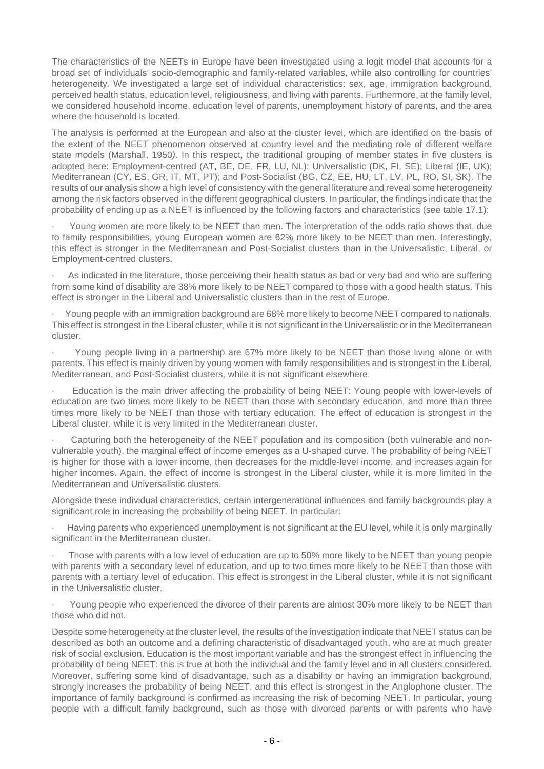The characteristics of the NEETs in Europe have been investigated using a logit model that accounts for a broad set of individuals' socio-demographic and family-related variables, while also controlling for countries' heterogeneity. We investigated a large set of individual characteristics: sex, age, immigration background, perceived health status, education level, religiousness, and living with parents. Furthermore, at the family level, we considered household income, education level of parents, unemployment history of parents, and the area where the household is located.

The analysis is performed at the European and also at the cluster level, which are identified on the basis of the extent of the NEET phenomenon observed at country level and the mediating role of different welfare state models (Marshall, 1950*)*. In this respect, the traditional grouping of member states in five clusters is adopted here: Employment-centred (AT, BE, DE, FR, LU, NL); Universalistic (DK, FI, SE); Liberal (IE, UK); Mediterranean (CY, ES, GR, IT, MT, PT); and Post-Socialist (BG, CZ, EE, HU, LT, LV, PL, RO, SI, SK). The results of our analysis show a high level of consistency with the general literature and reveal some heterogeneity among the risk factors observed in the different geographical clusters. In particular, the findings indicate that the probability of ending up as a NEET is influenced by the following factors and characteristics (see table 17.1):

- Young women are more likely to be NEET than men. The interpretation of the odds ratio shows that, due to family responsibilities, young European women are 62% more likely to be NEET than men. Interestingly, this effect is stronger in the Mediterranean and Post-Socialist clusters than in the Universalistic, Liberal, or Employment-centred clusters.
- As indicated in the literature, those perceiving their health status as bad or very bad and who are suffering from some kind of disability are 38% more likely to be NEET compared to those with a good health status. This effect is stronger in the Liberal and Universalistic clusters than in the rest of Europe.
- Young people with an immigration background are 68% more likely to become NEET compared to nationals. This effect is strongest in the Liberal cluster, while it is not significant in the Universalistic or in the Mediterranean cluster.
- Young people living in a partnership are 67% more likely to be NEET than those living alone or with parents. This effect is mainly driven by young women with family responsibilities and is strongest in the Liberal, Mediterranean, and Post-Socialist clusters, while it is not significant elsewhere.
- Education is the main driver affecting the probability of being NEET: Young people with lower-levels of education are two times more likely to be NEET than those with secondary education, and more than three times more likely to be NEET than those with tertiary education. The effect of education is strongest in the Liberal cluster, while it is very limited in the Mediterranean cluster.
- Capturing both the heterogeneity of the NEET population and its composition (both vulnerable and non-vulnerable youth), the marginal effect of income emerges as a U-shaped curve. The probability of being NEET is higher for those with a lower income, then decreases for the middle-level income, and increases again for higher incomes. Again, the effect of income is strongest in the Liberal cluster, while it is more limited in the Mediterranean and Universalistic clusters.

Alongside these individual characteristics, certain intergenerational influences and family backgrounds play a significant role in increasing the probability of being NEET. In particular:

- Having parents who experienced unemployment is not significant at the EU level, while it is only marginally significant in the Mediterranean cluster.
- Those with parents with a low level of education are up to 50% more likely to be NEET than young people with parents with a secondary level of education, and up to two times more likely to be NEET than those with parents with a tertiary level of education. This effect is strongest in the Liberal cluster, while it is not significant in the Universalistic cluster.
- Young people who experienced the divorce of their parents are almost 30% more likely to be NEET than those who did not.

Despite some heterogeneity at the cluster level, the results of the investigation indicate that NEET status can be described as both an outcome and a defining characteristic of disadvantaged youth, who are at much greater risk of social exclusion. Education is the most important variable and has the strongest effect in influencing the probability of being NEET: this is true at both the individual and the family level and in all clusters considered. Moreover, suffering some kind of disadvantage, such as a disability or having an immigration background, strongly increases the probability of being NEET, and this effect is strongest in the Anglophone cluster. The importance of family background is confirmed as increasing the risk of becoming NEET. In particular, young people with a difficult family background, such as those with divorced parents or with parents who have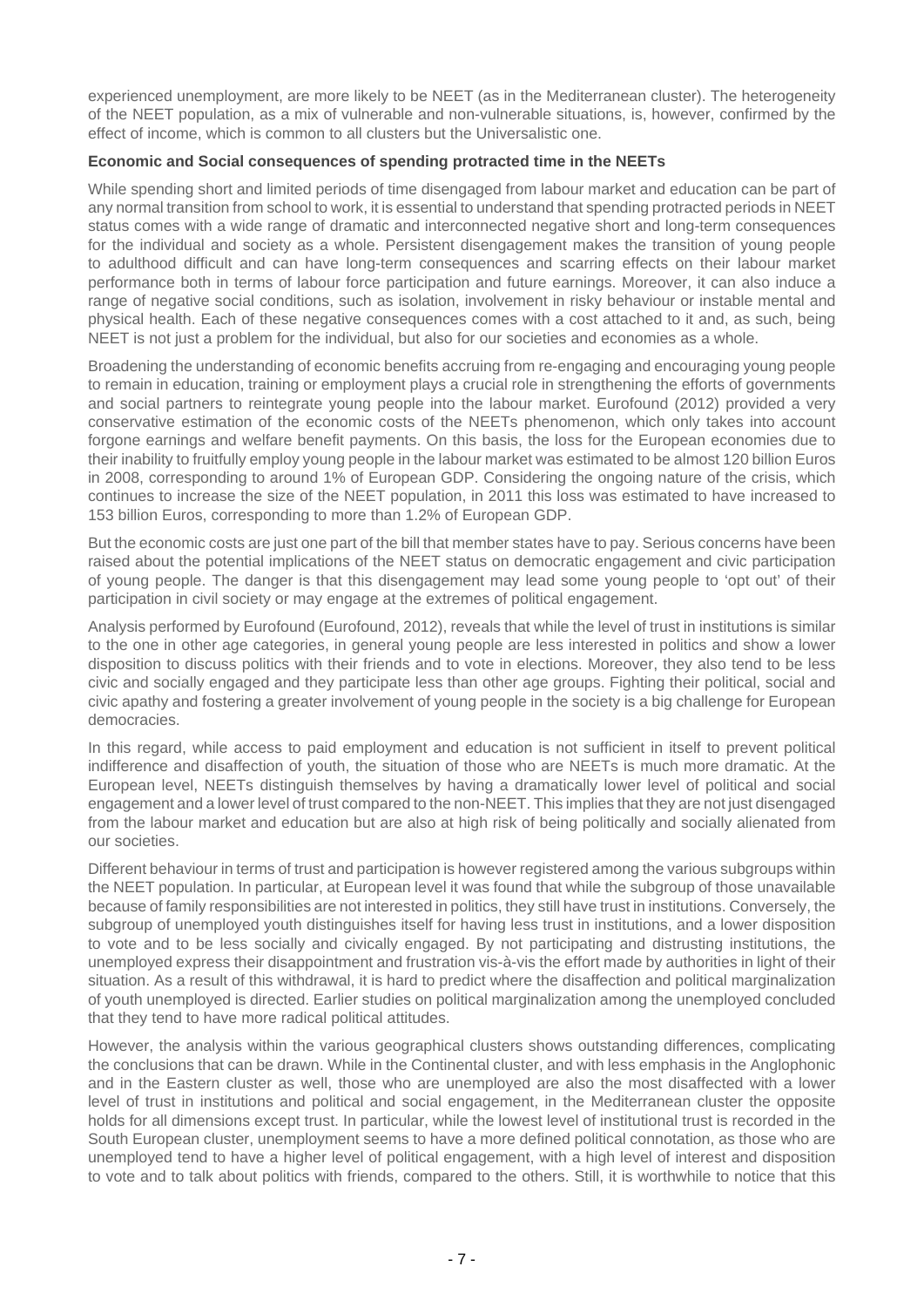experienced unemployment, are more likely to be NEET (as in the Mediterranean cluster). The heterogeneity of the NEET population, as a mix of vulnerable and non-vulnerable situations, is, however, confirmed by the effect of income, which is common to all clusters but the Universalistic one.

**Economic and Social consequences of spending protracted time in the NEETs**

While spending short and limited periods of time disengaged from labour market and education can be part of any normal transition from school to work, it is essential to understand that spending protracted periods in NEET status comes with a wide range of dramatic and interconnected negative short and long-term consequences for the individual and society as a whole. Persistent disengagement makes the transition of young people to adulthood difficult and can have long-term consequences and scarring effects on their labour market performance both in terms of labour force participation and future earnings. Moreover, it can also induce a range of negative social conditions, such as isolation, involvement in risky behaviour or instable mental and physical health. Each of these negative consequences comes with a cost attached to it and, as such, being NEET is not just a problem for the individual, but also for our societies and economies as a whole.

Broadening the understanding of economic benefits accruing from re-engaging and encouraging young people to remain in education, training or employment plays a crucial role in strengthening the efforts of governments and social partners to reintegrate young people into the labour market. Eurofound (2012) provided a very conservative estimation of the economic costs of the NEETs phenomenon, which only takes into account forgone earnings and welfare benefit payments. On this basis, the loss for the European economies due to their inability to fruitfully employ young people in the labour market was estimated to be almost 120 billion Euros in 2008, corresponding to around 1% of European GDP. Considering the ongoing nature of the crisis, which continues to increase the size of the NEET population, in 2011 this loss was estimated to have increased to 153 billion Euros, corresponding to more than 1.2% of European GDP.

But the economic costs are just one part of the bill that member states have to pay. Serious concerns have been raised about the potential implications of the NEET status on democratic engagement and civic participation of young people. The danger is that this disengagement may lead some young people to 'opt out' of their participation in civil society or may engage at the extremes of political engagement.

Analysis performed by Eurofound (Eurofound, 2012), reveals that while the level of trust in institutions is similar to the one in other age categories, in general young people are less interested in politics and show a lower disposition to discuss politics with their friends and to vote in elections. Moreover, they also tend to be less civic and socially engaged and they participate less than other age groups. Fighting their political, social and civic apathy and fostering a greater involvement of young people in the society is a big challenge for European democracies.

In this regard, while access to paid employment and education is not sufficient in itself to prevent political indifference and disaffection of youth, the situation of those who are NEETs is much more dramatic. At the European level, NEETs distinguish themselves by having a dramatically lower level of political and social engagement and a lower level of trust compared to the non-NEET. This implies that they are not just disengaged from the labour market and education but are also at high risk of being politically and socially alienated from our societies.

Different behaviour in terms of trust and participation is however registered among the various subgroups within the NEET population. In particular, at European level it was found that while the subgroup of those unavailable because of family responsibilities are not interested in politics, they still have trust in institutions. Conversely, the subgroup of unemployed youth distinguishes itself for having less trust in institutions, and a lower disposition to vote and to be less socially and civically engaged. By not participating and distrusting institutions, the unemployed express their disappointment and frustration vis-à-vis the effort made by authorities in light of their situation. As a result of this withdrawal, it is hard to predict where the disaffection and political marginalization of youth unemployed is directed. Earlier studies on political marginalization among the unemployed concluded that they tend to have more radical political attitudes.

However, the analysis within the various geographical clusters shows outstanding differences, complicating the conclusions that can be drawn. While in the Continental cluster, and with less emphasis in the Anglophonic and in the Eastern cluster as well, those who are unemployed are also the most disaffected with a lower level of trust in institutions and political and social engagement, in the Mediterranean cluster the opposite holds for all dimensions except trust. In particular, while the lowest level of institutional trust is recorded in the South European cluster, unemployment seems to have a more defined political connotation, as those who are unemployed tend to have a higher level of political engagement, with a high level of interest and disposition to vote and to talk about politics with friends, compared to the others. Still, it is worthwhile to notice that this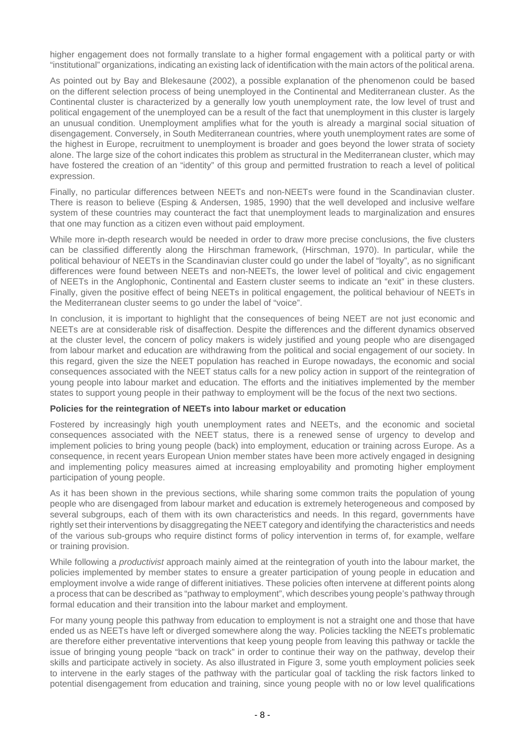higher engagement does not formally translate to a higher formal engagement with a political party or with "institutional" organizations, indicating an existing lack of identification with the main actors of the political arena.

As pointed out by Bay and Blekesaune (2002), a possible explanation of the phenomenon could be based on the different selection process of being unemployed in the Continental and Mediterranean cluster. As the Continental cluster is characterized by a generally low youth unemployment rate, the low level of trust and political engagement of the unemployed can be a result of the fact that unemployment in this cluster is largely an unusual condition. Unemployment amplifies what for the youth is already a marginal social situation of disengagement. Conversely, in South Mediterranean countries, where youth unemployment rates are some of the highest in Europe, recruitment to unemployment is broader and goes beyond the lower strata of society alone. The large size of the cohort indicates this problem as structural in the Mediterranean cluster, which may have fostered the creation of an "identity" of this group and permitted frustration to reach a level of political expression.

Finally, no particular differences between NEETs and non-NEETs were found in the Scandinavian cluster. There is reason to believe (Esping & Andersen, 1985, 1990) that the well developed and inclusive welfare system of these countries may counteract the fact that unemployment leads to marginalization and ensures that one may function as a citizen even without paid employment.

While more in-depth research would be needed in order to draw more precise conclusions, the five clusters can be classified differently along the Hirschman framework, (Hirschman, 1970). In particular, while the political behaviour of NEETs in the Scandinavian cluster could go under the label of "loyalty", as no significant differences were found between NEETs and non-NEETs, the lower level of political and civic engagement of NEETs in the Anglophonic, Continental and Eastern cluster seems to indicate an "exit" in these clusters. Finally, given the positive effect of being NEETs in political engagement, the political behaviour of NEETs in the Mediterranean cluster seems to go under the label of "voice".

In conclusion, it is important to highlight that the consequences of being NEET are not just economic and NEETs are at considerable risk of disaffection. Despite the differences and the different dynamics observed at the cluster level, the concern of policy makers is widely justified and young people who are disengaged from labour market and education are withdrawing from the political and social engagement of our society. In this regard, given the size the NEET population has reached in Europe nowadays, the economic and social consequences associated with the NEET status calls for a new policy action in support of the reintegration of young people into labour market and education. The efforts and the initiatives implemented by the member states to support young people in their pathway to employment will be the focus of the next two sections.

**Policies for the reintegration of NEETs into labour market or education**

Fostered by increasingly high youth unemployment rates and NEETs, and the economic and societal consequences associated with the NEET status, there is a renewed sense of urgency to develop and implement policies to bring young people (back) into employment, education or training across Europe. As a consequence, in recent years European Union member states have been more actively engaged in designing and implementing policy measures aimed at increasing employability and promoting higher employment participation of young people.

As it has been shown in the previous sections, while sharing some common traits the population of young people who are disengaged from labour market and education is extremely heterogeneous and composed by several subgroups, each of them with its own characteristics and needs. In this regard, governments have rightly set their interventions by disaggregating the NEET category and identifying the characteristics and needs of the various sub-groups who require distinct forms of policy intervention in terms of, for example, welfare or training provision.

While following a *productivist* approach mainly aimed at the reintegration of youth into the labour market, the policies implemented by member states to ensure a greater participation of young people in education and employment involve a wide range of different initiatives. These policies often intervene at different points along a process that can be described as "pathway to employment", which describes young people's pathway through formal education and their transition into the labour market and employment.

For many young people this pathway from education to employment is not a straight one and those that have ended us as NEETs have left or diverged somewhere along the way. Policies tackling the NEETs problematic are therefore either preventative interventions that keep young people from leaving this pathway or tackle the issue of bringing young people "back on track" in order to continue their way on the pathway, develop their skills and participate actively in society. As also illustrated in Figure 3, some youth employment policies seek to intervene in the early stages of the pathway with the particular goal of tackling the risk factors linked to potential disengagement from education and training, since young people with no or low level qualifications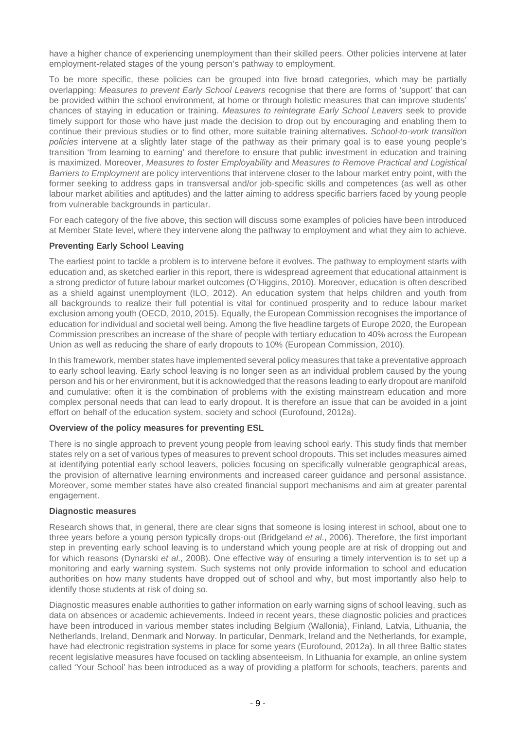have a higher chance of experiencing unemployment than their skilled peers. Other policies intervene at later employment-related stages of the young person's pathway to employment.

To be more specific, these policies can be grouped into five broad categories, which may be partially overlapping: *Measures to prevent Early School Leavers* recognise that there are forms of 'support' that can be provided within the school environment, at home or through holistic measures that can improve students' chances of staying in education or training. *Measures to reintegrate Early School Leavers* seek to provide timely support for those who have just made the decision to drop out by encouraging and enabling them to continue their previous studies or to find other, more suitable training alternatives. *School-to-work transition policies* intervene at a slightly later stage of the pathway as their primary goal is to ease young people's transition 'from learning to earning' and therefore to ensure that public investment in education and training is maximized. Moreover, *Measures to foster Employability* and *Measures to Remove Practical and Logistical Barriers to Employment* are policy interventions that intervene closer to the labour market entry point, with the former seeking to address gaps in transversal and/or job-specific skills and competences (as well as other labour market abilities and aptitudes) and the latter aiming to address specific barriers faced by young people from vulnerable backgrounds in particular.

For each category of the five above, this section will discuss some examples of policies have been introduced at Member State level, where they intervene along the pathway to employment and what they aim to achieve.

**Preventing Early School Leaving**

The earliest point to tackle a problem is to intervene before it evolves. The pathway to employment starts with education and, as sketched earlier in this report, there is widespread agreement that educational attainment is a strong predictor of future labour market outcomes (O'Higgins, 2010). Moreover, education is often described as a shield against unemployment (ILO, 2012). An education system that helps children and youth from all backgrounds to realize their full potential is vital for continued prosperity and to reduce labour market exclusion among youth (OECD, 2010, 2015). Equally, the European Commission recognises the importance of education for individual and societal well being. Among the five headline targets of Europe 2020, the European Commission prescribes an increase of the share of people with tertiary education to 40% across the European Union as well as reducing the share of early dropouts to 10% (European Commission, 2010).

In this framework, member states have implemented several policy measures that take a preventative approach to early school leaving. Early school leaving is no longer seen as an individual problem caused by the young person and his or her environment, but it is acknowledged that the reasons leading to early dropout are manifold and cumulative: often it is the combination of problems with the existing mainstream education and more complex personal needs that can lead to early dropout. It is therefore an issue that can be avoided in a joint effort on behalf of the education system, society and school (Eurofound, 2012a).

**Overview of the policy measures for preventing ESL**

There is no single approach to prevent young people from leaving school early. This study finds that member states rely on a set of various types of measures to prevent school dropouts. This set includes measures aimed at identifying potential early school leavers, policies focusing on specifically vulnerable geographical areas, the provision of alternative learning environments and increased career guidance and personal assistance. Moreover, some member states have also created financial support mechanisms and aim at greater parental engagement.

**Diagnostic measures**

Research shows that, in general, there are clear signs that someone is losing interest in school, about one to three years before a young person typically drops-out (Bridgeland *et al*., 2006). Therefore, the first important step in preventing early school leaving is to understand which young people are at risk of dropping out and for which reasons (Dynarski *et al*., 2008). One effective way of ensuring a timely intervention is to set up a monitoring and early warning system. Such systems not only provide information to school and education authorities on how many students have dropped out of school and why, but most importantly also help to identify those students at risk of doing so.

Diagnostic measures enable authorities to gather information on early warning signs of school leaving, such as data on absences or academic achievements. Indeed in recent years, these diagnostic policies and practices have been introduced in various member states including Belgium (Wallonia), Finland, Latvia, Lithuania, the Netherlands, Ireland, Denmark and Norway. In particular, Denmark, Ireland and the Netherlands, for example, have had electronic registration systems in place for some years (Eurofound, 2012a). In all three Baltic states recent legislative measures have focused on tackling absenteeism. In Lithuania for example, an online system called 'Your School' has been introduced as a way of providing a platform for schools, teachers, parents and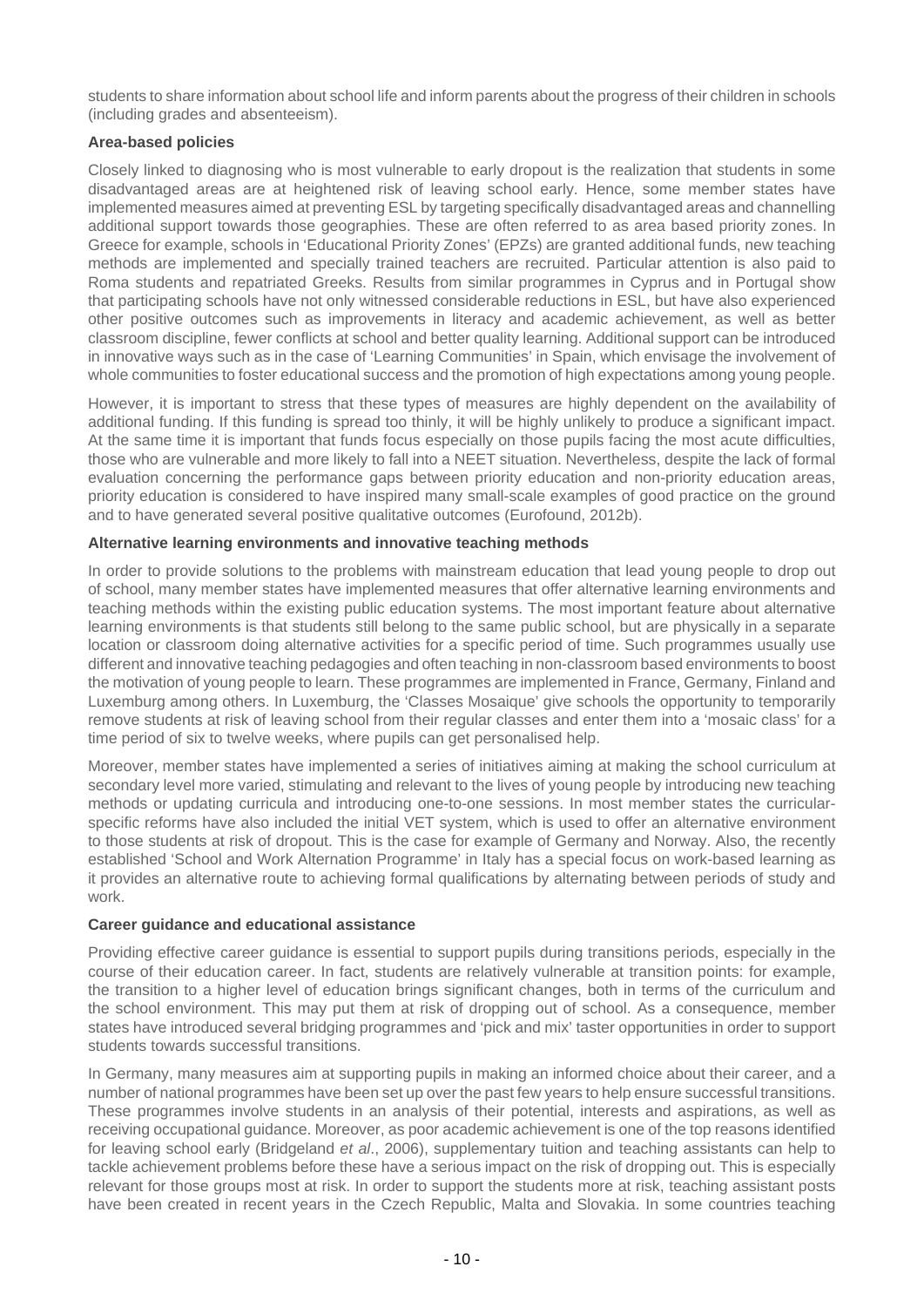students to share information about school life and inform parents about the progress of their children in schools (including grades and absenteeism).

**Area-based policies**

Closely linked to diagnosing who is most vulnerable to early dropout is the realization that students in some disadvantaged areas are at heightened risk of leaving school early. Hence, some member states have implemented measures aimed at preventing ESL by targeting specifically disadvantaged areas and channelling additional support towards those geographies. These are often referred to as area based priority zones. In Greece for example, schools in 'Educational Priority Zones' (EPZs) are granted additional funds, new teaching methods are implemented and specially trained teachers are recruited. Particular attention is also paid to Roma students and repatriated Greeks. Results from similar programmes in Cyprus and in Portugal show that participating schools have not only witnessed considerable reductions in ESL, but have also experienced other positive outcomes such as improvements in literacy and academic achievement, as well as better classroom discipline, fewer conflicts at school and better quality learning. Additional support can be introduced in innovative ways such as in the case of 'Learning Communities' in Spain, which envisage the involvement of whole communities to foster educational success and the promotion of high expectations among young people.

However, it is important to stress that these types of measures are highly dependent on the availability of additional funding. If this funding is spread too thinly, it will be highly unlikely to produce a significant impact. At the same time it is important that funds focus especially on those pupils facing the most acute difficulties, those who are vulnerable and more likely to fall into a NEET situation. Nevertheless, despite the lack of formal evaluation concerning the performance gaps between priority education and non-priority education areas, priority education is considered to have inspired many small-scale examples of good practice on the ground and to have generated several positive qualitative outcomes (Eurofound, 2012b).

**Alternative learning environments and innovative teaching methods**

In order to provide solutions to the problems with mainstream education that lead young people to drop out of school, many member states have implemented measures that offer alternative learning environments and teaching methods within the existing public education systems. The most important feature about alternative learning environments is that students still belong to the same public school, but are physically in a separate location or classroom doing alternative activities for a specific period of time. Such programmes usually use different and innovative teaching pedagogies and often teaching in non-classroom based environments to boost the motivation of young people to learn. These programmes are implemented in France, Germany, Finland and Luxemburg among others. In Luxemburg, the 'Classes Mosaique' give schools the opportunity to temporarily remove students at risk of leaving school from their regular classes and enter them into a 'mosaic class' for a time period of six to twelve weeks, where pupils can get personalised help.

Moreover, member states have implemented a series of initiatives aiming at making the school curriculum at secondary level more varied, stimulating and relevant to the lives of young people by introducing new teaching methods or updating curricula and introducing one-to-one sessions. In most member states the curricular-specific reforms have also included the initial VET system, which is used to offer an alternative environment to those students at risk of dropout. This is the case for example of Germany and Norway. Also, the recently established 'School and Work Alternation Programme' in Italy has a special focus on work-based learning as it provides an alternative route to achieving formal qualifications by alternating between periods of study and work.

**Career guidance and educational assistance**

Providing effective career guidance is essential to support pupils during transitions periods, especially in the course of their education career. In fact, students are relatively vulnerable at transition points: for example, the transition to a higher level of education brings significant changes, both in terms of the curriculum and the school environment. This may put them at risk of dropping out of school. As a consequence, member states have introduced several bridging programmes and 'pick and mix' taster opportunities in order to support students towards successful transitions.

In Germany, many measures aim at supporting pupils in making an informed choice about their career, and a number of national programmes have been set up over the past few years to help ensure successful transitions. These programmes involve students in an analysis of their potential, interests and aspirations, as well as receiving occupational guidance. Moreover, as poor academic achievement is one of the top reasons identified for leaving school early (Bridgeland *et al*., 2006), supplementary tuition and teaching assistants can help to tackle achievement problems before these have a serious impact on the risk of dropping out. This is especially relevant for those groups most at risk. In order to support the students more at risk, teaching assistant posts have been created in recent years in the Czech Republic, Malta and Slovakia. In some countries teaching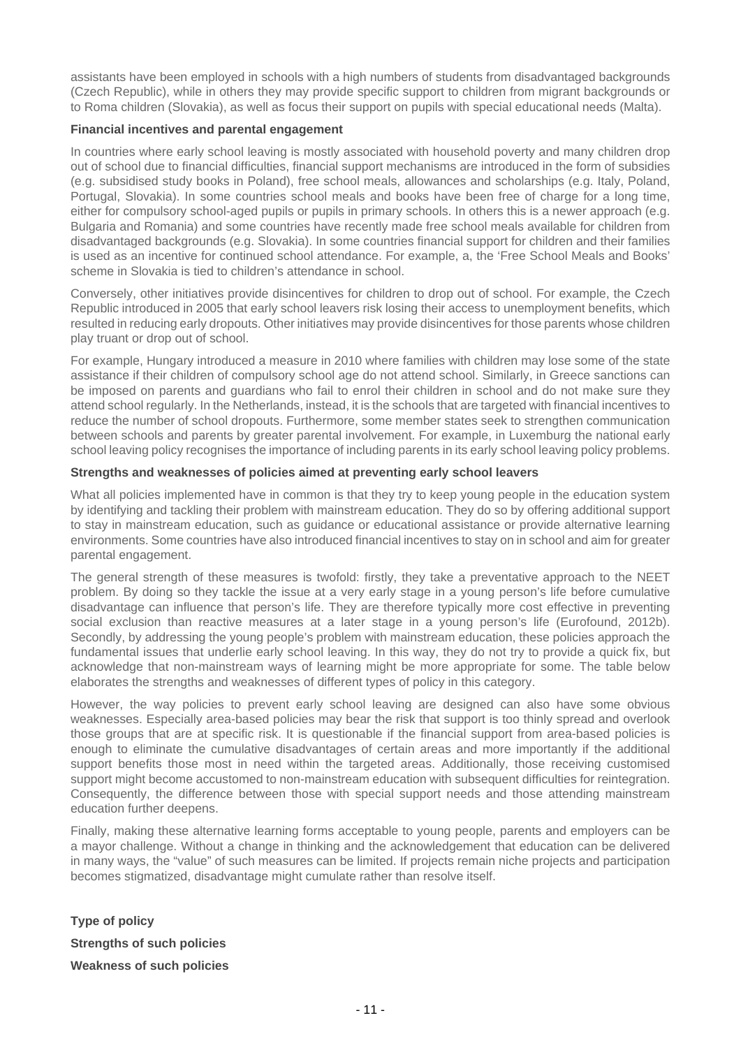assistants have been employed in schools with a high numbers of students from disadvantaged backgrounds (Czech Republic), while in others they may provide specific support to children from migrant backgrounds or to Roma children (Slovakia), as well as focus their support on pupils with special educational needs (Malta).

**Financial incentives and parental engagement**

In countries where early school leaving is mostly associated with household poverty and many children drop out of school due to financial difficulties, financial support mechanisms are introduced in the form of subsidies (e.g. subsidised study books in Poland), free school meals, allowances and scholarships (e.g. Italy, Poland, Portugal, Slovakia). In some countries school meals and books have been free of charge for a long time, either for compulsory school-aged pupils or pupils in primary schools. In others this is a newer approach (e.g. Bulgaria and Romania) and some countries have recently made free school meals available for children from disadvantaged backgrounds (e.g. Slovakia). In some countries financial support for children and their families is used as an incentive for continued school attendance. For example, a, the 'Free School Meals and Books' scheme in Slovakia is tied to children's attendance in school.

Conversely, other initiatives provide disincentives for children to drop out of school. For example, the Czech Republic introduced in 2005 that early school leavers risk losing their access to unemployment benefits, which resulted in reducing early dropouts. Other initiatives may provide disincentives for those parents whose children play truant or drop out of school.

For example, Hungary introduced a measure in 2010 where families with children may lose some of the state assistance if their children of compulsory school age do not attend school. Similarly, in Greece sanctions can be imposed on parents and guardians who fail to enrol their children in school and do not make sure they attend school regularly. In the Netherlands, instead, it is the schools that are targeted with financial incentives to reduce the number of school dropouts. Furthermore, some member states seek to strengthen communication between schools and parents by greater parental involvement. For example, in Luxemburg the national early school leaving policy recognises the importance of including parents in its early school leaving policy problems.

**Strengths and weaknesses of policies aimed at preventing early school leavers**

What all policies implemented have in common is that they try to keep young people in the education system by identifying and tackling their problem with mainstream education. They do so by offering additional support to stay in mainstream education, such as guidance or educational assistance or provide alternative learning environments. Some countries have also introduced financial incentives to stay on in school and aim for greater parental engagement.

The general strength of these measures is twofold: firstly, they take a preventative approach to the NEET problem. By doing so they tackle the issue at a very early stage in a young person's life before cumulative disadvantage can influence that person's life. They are therefore typically more cost effective in preventing social exclusion than reactive measures at a later stage in a young person's life (Eurofound, 2012b). Secondly, by addressing the young people's problem with mainstream education, these policies approach the fundamental issues that underlie early school leaving. In this way, they do not try to provide a quick fix, but acknowledge that non-mainstream ways of learning might be more appropriate for some. The table below elaborates the strengths and weaknesses of different types of policy in this category.

However, the way policies to prevent early school leaving are designed can also have some obvious weaknesses. Especially area-based policies may bear the risk that support is too thinly spread and overlook those groups that are at specific risk. It is questionable if the financial support from area-based policies is enough to eliminate the cumulative disadvantages of certain areas and more importantly if the additional support benefits those most in need within the targeted areas. Additionally, those receiving customised support might become accustomed to non-mainstream education with subsequent difficulties for reintegration. Consequently, the difference between those with special support needs and those attending mainstream education further deepens.

Finally, making these alternative learning forms acceptable to young people, parents and employers can be a mayor challenge. Without a change in thinking and the acknowledgement that education can be delivered in many ways, the "value" of such measures can be limited. If projects remain niche projects and participation becomes stigmatized, disadvantage might cumulate rather than resolve itself.

**Type of policy**

**Strengths of such policies**

**Weakness of such policies**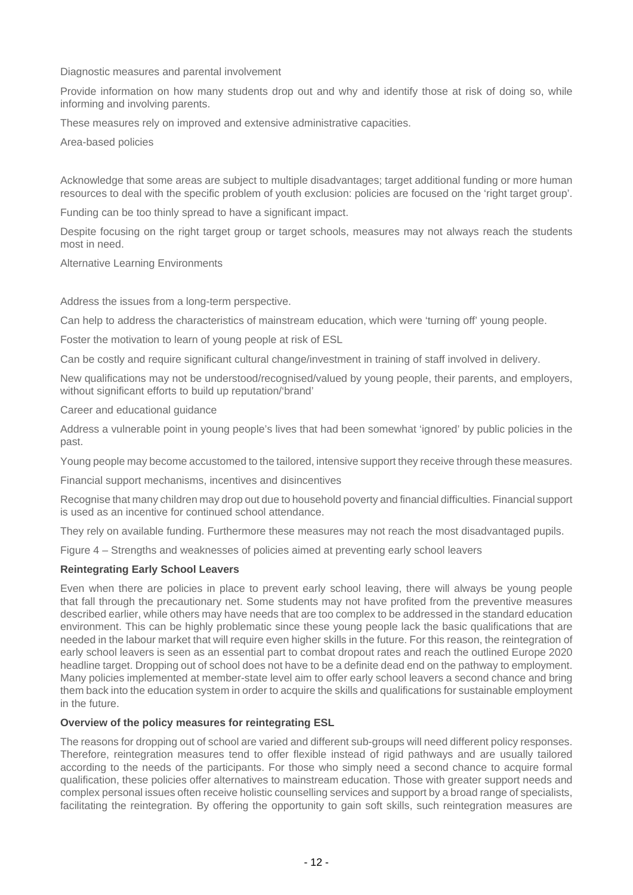Diagnostic measures and parental involvement

Provide information on how many students drop out and why and identify those at risk of doing so, while informing and involving parents.

These measures rely on improved and extensive administrative capacities.

Area-based policies

Acknowledge that some areas are subject to multiple disadvantages; target additional funding or more human resources to deal with the specific problem of youth exclusion: policies are focused on the 'right target group'.

Funding can be too thinly spread to have a significant impact.

Despite focusing on the right target group or target schools, measures may not always reach the students most in need.

Alternative Learning Environments

Address the issues from a long-term perspective.

Can help to address the characteristics of mainstream education, which were 'turning off' young people.

Foster the motivation to learn of young people at risk of ESL

Can be costly and require significant cultural change/investment in training of staff involved in delivery.

New qualifications may not be understood/recognised/valued by young people, their parents, and employers, without significant efforts to build up reputation/'brand'

Career and educational guidance

Address a vulnerable point in young people's lives that had been somewhat 'ignored' by public policies in the past.

Young people may become accustomed to the tailored, intensive support they receive through these measures.

Financial support mechanisms, incentives and disincentives

Recognise that many children may drop out due to household poverty and financial difficulties. Financial support is used as an incentive for continued school attendance.

They rely on available funding. Furthermore these measures may not reach the most disadvantaged pupils.

Figure 4 – Strengths and weaknesses of policies aimed at preventing early school leavers

**Reintegrating Early School Leavers**

Even when there are policies in place to prevent early school leaving, there will always be young people that fall through the precautionary net. Some students may not have profited from the preventive measures described earlier, while others may have needs that are too complex to be addressed in the standard education environment. This can be highly problematic since these young people lack the basic qualifications that are needed in the labour market that will require even higher skills in the future. For this reason, the reintegration of early school leavers is seen as an essential part to combat dropout rates and reach the outlined Europe 2020 headline target. Dropping out of school does not have to be a definite dead end on the pathway to employment. Many policies implemented at member-state level aim to offer early school leavers a second chance and bring them back into the education system in order to acquire the skills and qualifications for sustainable employment in the future.

**Overview of the policy measures for reintegrating ESL**

The reasons for dropping out of school are varied and different sub-groups will need different policy responses. Therefore, reintegration measures tend to offer flexible instead of rigid pathways and are usually tailored according to the needs of the participants. For those who simply need a second chance to acquire formal qualification, these policies offer alternatives to mainstream education. Those with greater support needs and complex personal issues often receive holistic counselling services and support by a broad range of specialists, facilitating the reintegration. By offering the opportunity to gain soft skills, such reintegration measures are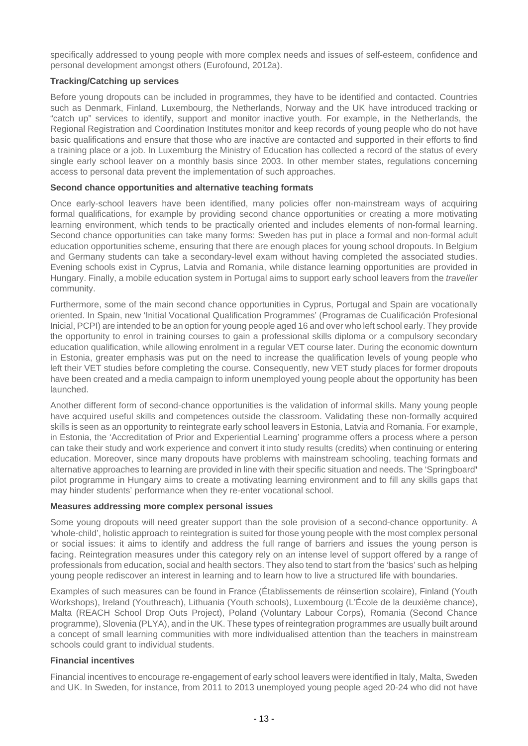specifically addressed to young people with more complex needs and issues of self-esteem, confidence and personal development amongst others (Eurofound, 2012a).

**Tracking/Catching up services**

Before young dropouts can be included in programmes, they have to be identified and contacted. Countries such as Denmark, Finland, Luxembourg, the Netherlands, Norway and the UK have introduced tracking or "catch up" services to identify, support and monitor inactive youth. For example, in the Netherlands, the Regional Registration and Coordination Institutes monitor and keep records of young people who do not have basic qualifications and ensure that those who are inactive are contacted and supported in their efforts to find a training place or a job. In Luxemburg the Ministry of Education has collected a record of the status of every single early school leaver on a monthly basis since 2003. In other member states, regulations concerning access to personal data prevent the implementation of such approaches.

**Second chance opportunities and alternative teaching formats**

Once early-school leavers have been identified, many policies offer non-mainstream ways of acquiring formal qualifications, for example by providing second chance opportunities or creating a more motivating learning environment, which tends to be practically oriented and includes elements of non-formal learning. Second chance opportunities can take many forms: Sweden has put in place a formal and non-formal adult education opportunities scheme, ensuring that there are enough places for young school dropouts. In Belgium and Germany students can take a secondary-level exam without having completed the associated studies. Evening schools exist in Cyprus, Latvia and Romania, while distance learning opportunities are provided in Hungary. Finally, a mobile education system in Portugal aims to support early school leavers from the *traveller* community.

Furthermore, some of the main second chance opportunities in Cyprus, Portugal and Spain are vocationally oriented. In Spain, new 'Initial Vocational Qualification Programmes' (Programas de Cualificación Profesional Inicial, PCPI) are intended to be an option for young people aged 16 and over who left school early. They provide the opportunity to enrol in training courses to gain a professional skills diploma or a compulsory secondary education qualification, while allowing enrolment in a regular VET course later. During the economic downturn in Estonia, greater emphasis was put on the need to increase the qualification levels of young people who left their VET studies before completing the course. Consequently, new VET study places for former dropouts have been created and a media campaign to inform unemployed young people about the opportunity has been launched.

Another different form of second-chance opportunities is the validation of informal skills. Many young people have acquired useful skills and competences outside the classroom. Validating these non-formally acquired skills is seen as an opportunity to reintegrate early school leavers in Estonia, Latvia and Romania. For example, in Estonia, the 'Accreditation of Prior and Experiential Learning' programme offers a process where a person can take their study and work experience and convert it into study results (credits) when continuing or entering education. Moreover, since many dropouts have problems with mainstream schooling, teaching formats and alternative approaches to learning are provided in line with their specific situation and needs. The 'Springboard' pilot programme in Hungary aims to create a motivating learning environment and to fill any skills gaps that may hinder students' performance when they re-enter vocational school.

**Measures addressing more complex personal issues**

Some young dropouts will need greater support than the sole provision of a second-chance opportunity. A 'whole-child', holistic approach to reintegration is suited for those young people with the most complex personal or social issues: it aims to identify and address the full range of barriers and issues the young person is facing. Reintegration measures under this category rely on an intense level of support offered by a range of professionals from education, social and health sectors. They also tend to start from the 'basics' such as helping young people rediscover an interest in learning and to learn how to live a structured life with boundaries.

Examples of such measures can be found in France (Établissements de réinsertion scolaire), Finland (Youth Workshops), Ireland (Youthreach), Lithuania (Youth schools), Luxembourg (L'École de la deuxième chance), Malta (REACH School Drop Outs Project), Poland (Voluntary Labour Corps), Romania (Second Chance programme), Slovenia (PLYA), and in the UK. These types of reintegration programmes are usually built around a concept of small learning communities with more individualised attention than the teachers in mainstream schools could grant to individual students.

**Financial incentives**

Financial incentives to encourage re-engagement of early school leavers were identified in Italy, Malta, Sweden and UK. In Sweden, for instance, from 2011 to 2013 unemployed young people aged 20-24 who did not have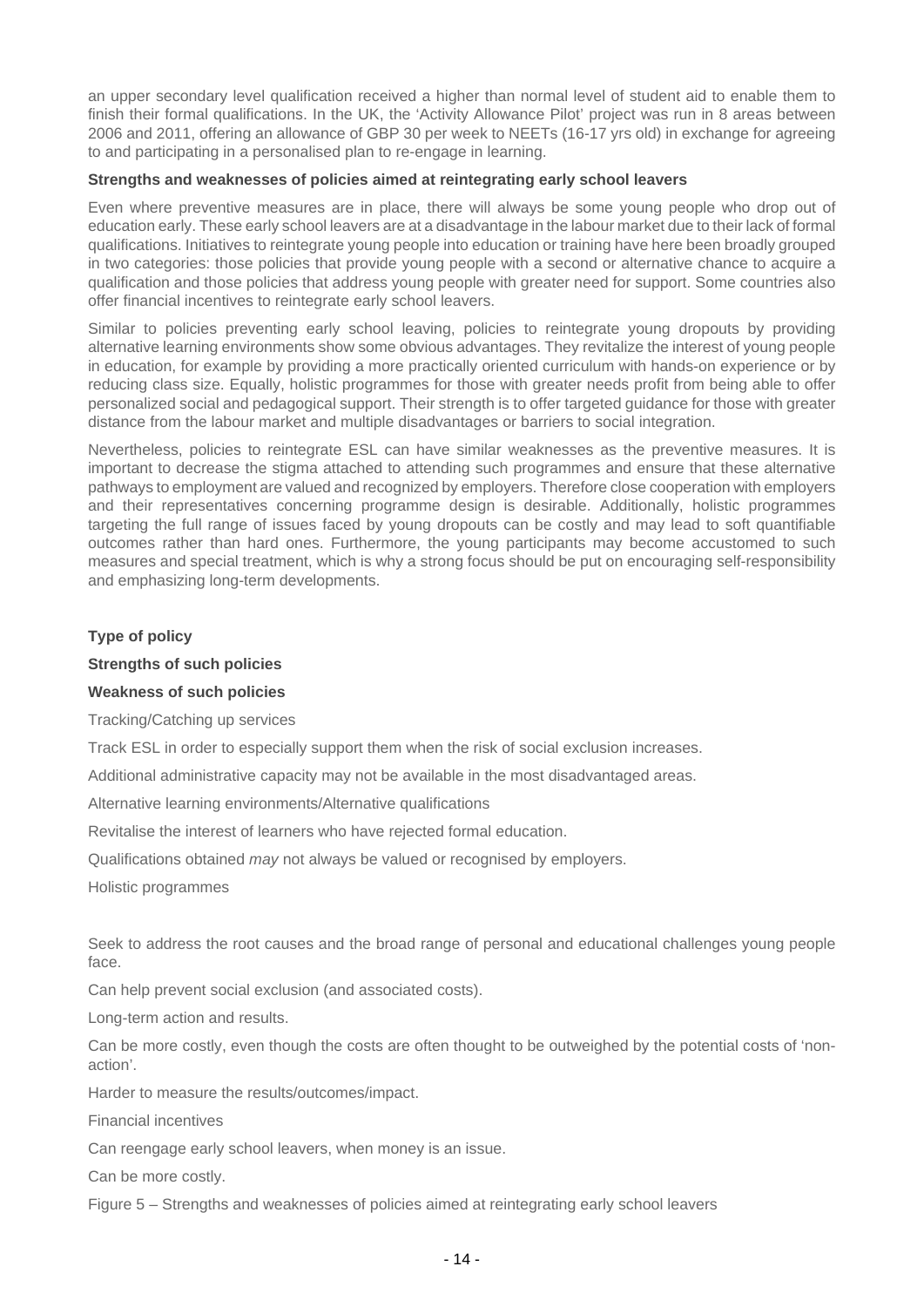an upper secondary level qualification received a higher than normal level of student aid to enable them to finish their formal qualifications. In the UK, the 'Activity Allowance Pilot' project was run in 8 areas between 2006 and 2011, offering an allowance of GBP 30 per week to NEETs (16-17 yrs old) in exchange for agreeing to and participating in a personalised plan to re-engage in learning.

**Strengths and weaknesses of policies aimed at reintegrating early school leavers**

Even where preventive measures are in place, there will always be some young people who drop out of education early. These early school leavers are at a disadvantage in the labour market due to their lack of formal qualifications. Initiatives to reintegrate young people into education or training have here been broadly grouped in two categories: those policies that provide young people with a second or alternative chance to acquire a qualification and those policies that address young people with greater need for support. Some countries also offer financial incentives to reintegrate early school leavers.

Similar to policies preventing early school leaving, policies to reintegrate young dropouts by providing alternative learning environments show some obvious advantages. They revitalize the interest of young people in education, for example by providing a more practically oriented curriculum with hands-on experience or by reducing class size. Equally, holistic programmes for those with greater needs profit from being able to offer personalized social and pedagogical support. Their strength is to offer targeted guidance for those with greater distance from the labour market and multiple disadvantages or barriers to social integration.

Nevertheless, policies to reintegrate ESL can have similar weaknesses as the preventive measures. It is important to decrease the stigma attached to attending such programmes and ensure that these alternative pathways to employment are valued and recognized by employers. Therefore close cooperation with employers and their representatives concerning programme design is desirable. Additionally, holistic programmes targeting the full range of issues faced by young dropouts can be costly and may lead to soft quantifiable outcomes rather than hard ones. Furthermore, the young participants may become accustomed to such measures and special treatment, which is why a strong focus should be put on encouraging self-responsibility and emphasizing long-term developments.

| **Type of policy** | **Strengths of such policies** | **Weakness of such policies** |
|---|---|---|
| Tracking/Catching up services | Track ESL in order to especially support them when the risk of social exclusion increases. | Additional administrative capacity may not be available in the most disadvantaged areas. |
| Alternative learning environments/Alternative qualifications | Revitalise the interest of learners who have rejected formal education. | Qualifications obtained *may* not always be valued or recognised by employers. |
| Holistic programmes | Seek to address the root causes and the broad range of personal and educational challenges young people face.<br>Can help prevent social exclusion (and associated costs).<br>Long-term action and results. | Can be more costly, even though the costs are often thought to be outweighed by the potential costs of 'non-action'.<br>Harder to measure the results/outcomes/impact. |
| Financial incentives | Can reengage early school leavers, when money is an issue. | Can be more costly. |

Figure 5 – Strengths and weaknesses of policies aimed at reintegrating early school leavers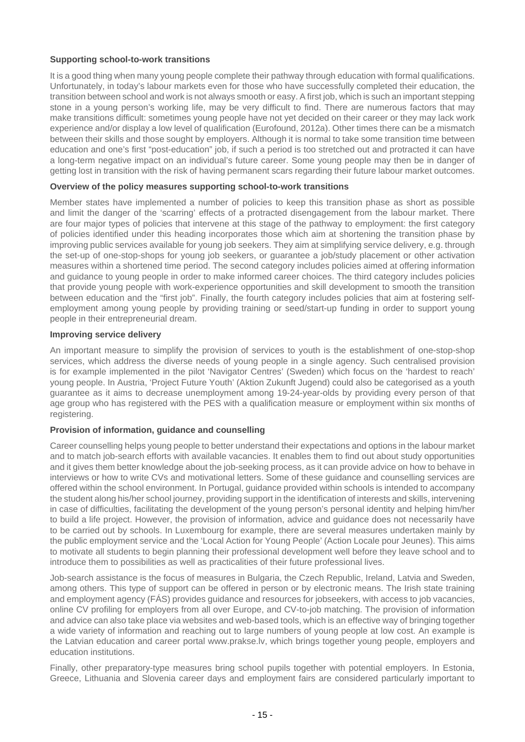**Supporting school-to-work transitions**

It is a good thing when many young people complete their pathway through education with formal qualifications. Unfortunately, in today's labour markets even for those who have successfully completed their education, the transition between school and work is not always smooth or easy. A first job, which is such an important stepping stone in a young person's working life, may be very difficult to find. There are numerous factors that may make transitions difficult: sometimes young people have not yet decided on their career or they may lack work experience and/or display a low level of qualification (Eurofound, 2012a). Other times there can be a mismatch between their skills and those sought by employers. Although it is normal to take some transition time between education and one's first "post-education" job, if such a period is too stretched out and protracted it can have a long-term negative impact on an individual's future career. Some young people may then be in danger of getting lost in transition with the risk of having permanent scars regarding their future labour market outcomes.

**Overview of the policy measures supporting school-to-work transitions**

Member states have implemented a number of policies to keep this transition phase as short as possible and limit the danger of the 'scarring' effects of a protracted disengagement from the labour market. There are four major types of policies that intervene at this stage of the pathway to employment: the first category of policies identified under this heading incorporates those which aim at shortening the transition phase by improving public services available for young job seekers. They aim at simplifying service delivery, e.g. through the set-up of one-stop-shops for young job seekers, or guarantee a job/study placement or other activation measures within a shortened time period. The second category includes policies aimed at offering information and guidance to young people in order to make informed career choices. The third category includes policies that provide young people with work-experience opportunities and skill development to smooth the transition between education and the "first job". Finally, the fourth category includes policies that aim at fostering self-employment among young people by providing training or seed/start-up funding in order to support young people in their entrepreneurial dream.

**Improving service delivery**

An important measure to simplify the provision of services to youth is the establishment of one-stop-shop services, which address the diverse needs of young people in a single agency. Such centralised provision is for example implemented in the pilot 'Navigator Centres' (Sweden) which focus on the 'hardest to reach' young people. In Austria, 'Project Future Youth' (Aktion Zukunft Jugend) could also be categorised as a youth guarantee as it aims to decrease unemployment among 19-24-year-olds by providing every person of that age group who has registered with the PES with a qualification measure or employment within six months of registering.

**Provision of information, guidance and counselling**

Career counselling helps young people to better understand their expectations and options in the labour market and to match job-search efforts with available vacancies. It enables them to find out about study opportunities and it gives them better knowledge about the job-seeking process, as it can provide advice on how to behave in interviews or how to write CVs and motivational letters. Some of these guidance and counselling services are offered within the school environment. In Portugal, guidance provided within schools is intended to accompany the student along his/her school journey, providing support in the identification of interests and skills, intervening in case of difficulties, facilitating the development of the young person's personal identity and helping him/her to build a life project. However, the provision of information, advice and guidance does not necessarily have to be carried out by schools. In Luxembourg for example, there are several measures undertaken mainly by the public employment service and the 'Local Action for Young People' (Action Locale pour Jeunes). This aims to motivate all students to begin planning their professional development well before they leave school and to introduce them to possibilities as well as practicalities of their future professional lives.

Job-search assistance is the focus of measures in Bulgaria, the Czech Republic, Ireland, Latvia and Sweden, among others. This type of support can be offered in person or by electronic means. The Irish state training and employment agency (FÁS) provides guidance and resources for jobseekers, with access to job vacancies, online CV profiling for employers from all over Europe, and CV-to-job matching. The provision of information and advice can also take place via websites and web-based tools, which is an effective way of bringing together a wide variety of information and reaching out to large numbers of young people at low cost. An example is the Latvian education and career portal www.prakse.lv, which brings together young people, employers and education institutions.

Finally, other preparatory-type measures bring school pupils together with potential employers. In Estonia, Greece, Lithuania and Slovenia career days and employment fairs are considered particularly important to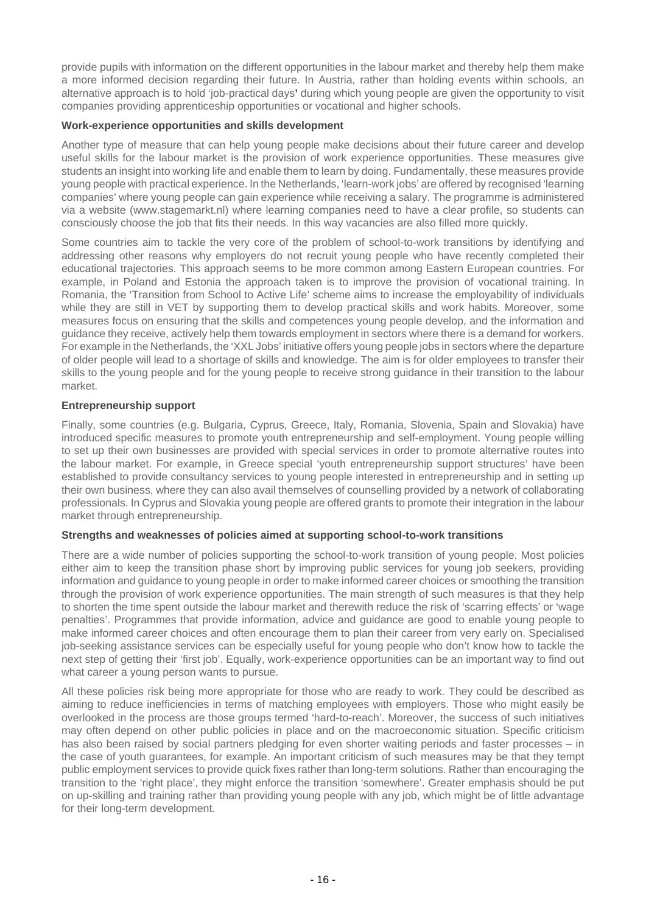provide pupils with information on the different opportunities in the labour market and thereby help them make a more informed decision regarding their future. In Austria, rather than holding events within schools, an alternative approach is to hold 'job-practical days' during which young people are given the opportunity to visit companies providing apprenticeship opportunities or vocational and higher schools.

**Work-experience opportunities and skills development**

Another type of measure that can help young people make decisions about their future career and develop useful skills for the labour market is the provision of work experience opportunities. These measures give students an insight into working life and enable them to learn by doing. Fundamentally, these measures provide young people with practical experience. In the Netherlands, 'learn-work jobs' are offered by recognised 'learning companies' where young people can gain experience while receiving a salary. The programme is administered via a website (www.stagemarkt.nl) where learning companies need to have a clear profile, so students can consciously choose the job that fits their needs. In this way vacancies are also filled more quickly.

Some countries aim to tackle the very core of the problem of school-to-work transitions by identifying and addressing other reasons why employers do not recruit young people who have recently completed their educational trajectories. This approach seems to be more common among Eastern European countries. For example, in Poland and Estonia the approach taken is to improve the provision of vocational training. In Romania, the 'Transition from School to Active Life' scheme aims to increase the employability of individuals while they are still in VET by supporting them to develop practical skills and work habits. Moreover, some measures focus on ensuring that the skills and competences young people develop, and the information and guidance they receive, actively help them towards employment in sectors where there is a demand for workers. For example in the Netherlands, the 'XXL Jobs' initiative offers young people jobs in sectors where the departure of older people will lead to a shortage of skills and knowledge. The aim is for older employees to transfer their skills to the young people and for the young people to receive strong guidance in their transition to the labour market.

**Entrepreneurship support**

Finally, some countries (e.g. Bulgaria, Cyprus, Greece, Italy, Romania, Slovenia, Spain and Slovakia) have introduced specific measures to promote youth entrepreneurship and self-employment. Young people willing to set up their own businesses are provided with special services in order to promote alternative routes into the labour market. For example, in Greece special 'youth entrepreneurship support structures' have been established to provide consultancy services to young people interested in entrepreneurship and in setting up their own business, where they can also avail themselves of counselling provided by a network of collaborating professionals. In Cyprus and Slovakia young people are offered grants to promote their integration in the labour market through entrepreneurship.

**Strengths and weaknesses of policies aimed at supporting school-to-work transitions**

There are a wide number of policies supporting the school-to-work transition of young people. Most policies either aim to keep the transition phase short by improving public services for young job seekers, providing information and guidance to young people in order to make informed career choices or smoothing the transition through the provision of work experience opportunities. The main strength of such measures is that they help to shorten the time spent outside the labour market and therewith reduce the risk of 'scarring effects' or 'wage penalties'. Programmes that provide information, advice and guidance are good to enable young people to make informed career choices and often encourage them to plan their career from very early on. Specialised job-seeking assistance services can be especially useful for young people who don't know how to tackle the next step of getting their 'first job'. Equally, work-experience opportunities can be an important way to find out what career a young person wants to pursue.

All these policies risk being more appropriate for those who are ready to work. They could be described as aiming to reduce inefficiencies in terms of matching employees with employers. Those who might easily be overlooked in the process are those groups termed 'hard-to-reach'. Moreover, the success of such initiatives may often depend on other public policies in place and on the macroeconomic situation. Specific criticism has also been raised by social partners pledging for even shorter waiting periods and faster processes – in the case of youth guarantees, for example. An important criticism of such measures may be that they tempt public employment services to provide quick fixes rather than long-term solutions. Rather than encouraging the transition to the 'right place', they might enforce the transition 'somewhere'. Greater emphasis should be put on up-skilling and training rather than providing young people with any job, which might be of little advantage for their long-term development.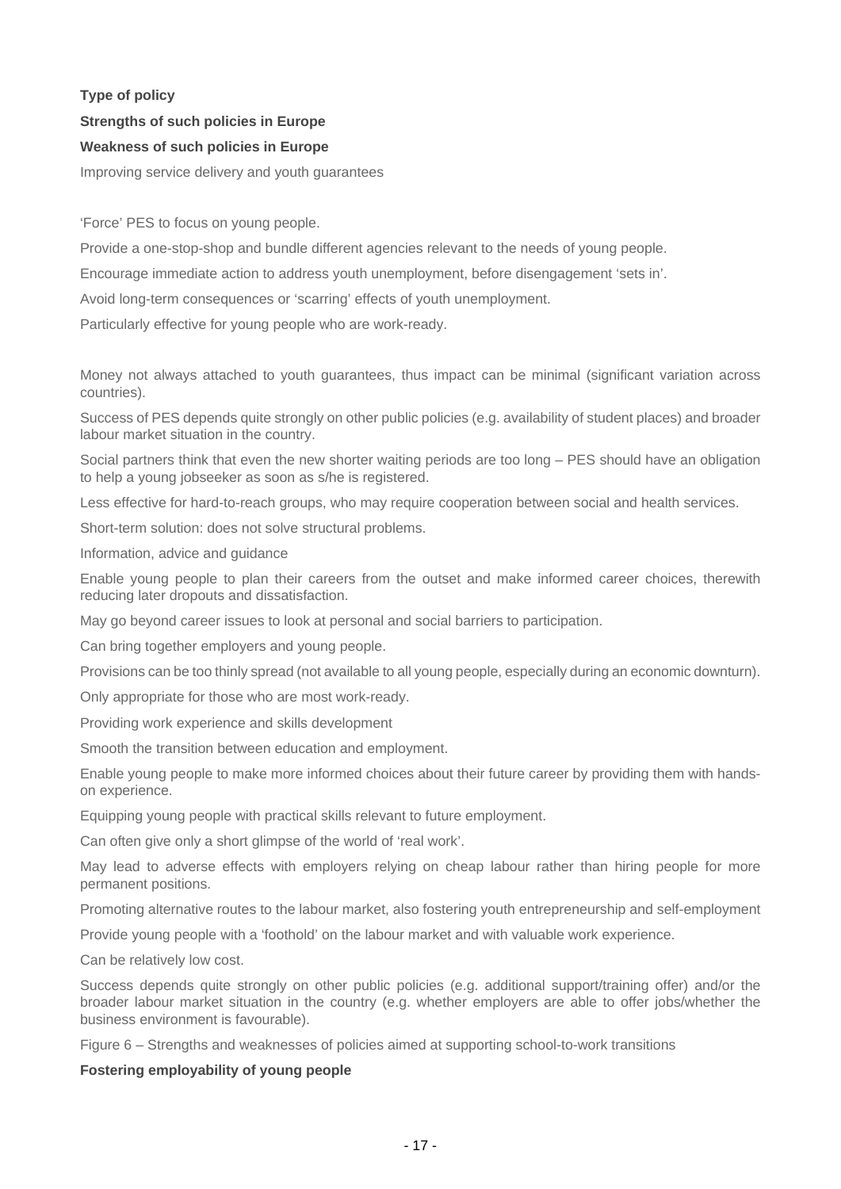| Type of policy | Strengths of such policies in Europe | Weakness of such policies in Europe |
|---|---|---|
| Improving service delivery and youth guarantees | 'Force' PES to focus on young people.<br>Provide a one-stop-shop and bundle different agencies relevant to the needs of young people.<br>Encourage immediate action to address youth unemployment, before disengagement 'sets in'.<br>Avoid long-term consequences or 'scarring' effects of youth unemployment.<br>Particularly effective for young people who are work-ready. | Money not always attached to youth guarantees, thus impact can be minimal (significant variation across countries).<br>Success of PES depends quite strongly on other public policies (e.g. availability of student places) and broader labour market situation in the country.<br>Social partners think that even the new shorter waiting periods are too long – PES should have an obligation to help a young jobseeker as soon as s/he is registered.<br>Less effective for hard-to-reach groups, who may require cooperation between social and health services.<br>Short-term solution: does not solve structural problems. |
| Information, advice and guidance | Enable young people to plan their careers from the outset and make informed career choices, therewith reducing later dropouts and dissatisfaction.<br>May go beyond career issues to look at personal and social barriers to participation.<br>Can bring together employers and young people. | Provisions can be too thinly spread (not available to all young people, especially during an economic downturn).<br>Only appropriate for those who are most work-ready. |
| Providing work experience and skills development | Smooth the transition between education and employment.<br>Enable young people to make more informed choices about their future career by providing them with hands-on experience.<br>Equipping young people with practical skills relevant to future employment. | Can often give only a short glimpse of the world of 'real work'.<br>May lead to adverse effects with employers relying on cheap labour rather than hiring people for more permanent positions. |
| Promoting alternative routes to the labour market, also fostering youth entrepreneurship and self-employment | Provide young people with a 'foothold' on the labour market and with valuable work experience.<br>Can be relatively low cost. | Success depends quite strongly on other public policies (e.g. additional support/training offer) and/or the broader labour market situation in the country (e.g. whether employers are able to offer jobs/whether the business environment is favourable). |

Figure 6 – Strengths and weaknesses of policies aimed at supporting school-to-work transitions

**Fostering employability of young people**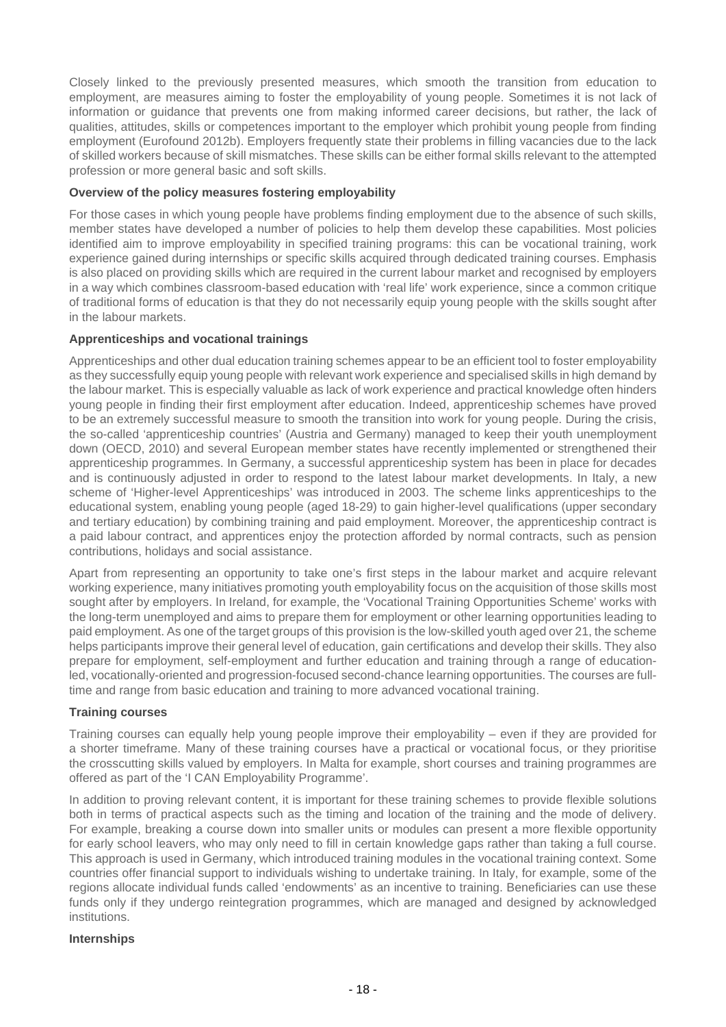Closely linked to the previously presented measures, which smooth the transition from education to employment, are measures aiming to foster the employability of young people. Sometimes it is not lack of information or guidance that prevents one from making informed career decisions, but rather, the lack of qualities, attitudes, skills or competences important to the employer which prohibit young people from finding employment (Eurofound 2012b). Employers frequently state their problems in filling vacancies due to the lack of skilled workers because of skill mismatches. These skills can be either formal skills relevant to the attempted profession or more general basic and soft skills.

**Overview of the policy measures fostering employability**

For those cases in which young people have problems finding employment due to the absence of such skills, member states have developed a number of policies to help them develop these capabilities. Most policies identified aim to improve employability in specified training programs: this can be vocational training, work experience gained during internships or specific skills acquired through dedicated training courses. Emphasis is also placed on providing skills which are required in the current labour market and recognised by employers in a way which combines classroom-based education with 'real life' work experience, since a common critique of traditional forms of education is that they do not necessarily equip young people with the skills sought after in the labour markets.

**Apprenticeships and vocational trainings**

Apprenticeships and other dual education training schemes appear to be an efficient tool to foster employability as they successfully equip young people with relevant work experience and specialised skills in high demand by the labour market. This is especially valuable as lack of work experience and practical knowledge often hinders young people in finding their first employment after education. Indeed, apprenticeship schemes have proved to be an extremely successful measure to smooth the transition into work for young people. During the crisis, the so-called 'apprenticeship countries' (Austria and Germany) managed to keep their youth unemployment down (OECD, 2010) and several European member states have recently implemented or strengthened their apprenticeship programmes. In Germany, a successful apprenticeship system has been in place for decades and is continuously adjusted in order to respond to the latest labour market developments. In Italy, a new scheme of 'Higher-level Apprenticeships' was introduced in 2003. The scheme links apprenticeships to the educational system, enabling young people (aged 18-29) to gain higher-level qualifications (upper secondary and tertiary education) by combining training and paid employment. Moreover, the apprenticeship contract is a paid labour contract, and apprentices enjoy the protection afforded by normal contracts, such as pension contributions, holidays and social assistance.

Apart from representing an opportunity to take one's first steps in the labour market and acquire relevant working experience, many initiatives promoting youth employability focus on the acquisition of those skills most sought after by employers. In Ireland, for example, the 'Vocational Training Opportunities Scheme' works with the long-term unemployed and aims to prepare them for employment or other learning opportunities leading to paid employment. As one of the target groups of this provision is the low-skilled youth aged over 21, the scheme helps participants improve their general level of education, gain certifications and develop their skills. They also prepare for employment, self-employment and further education and training through a range of education-led, vocationally-oriented and progression-focused second-chance learning opportunities. The courses are full-time and range from basic education and training to more advanced vocational training.

**Training courses**

Training courses can equally help young people improve their employability – even if they are provided for a shorter timeframe. Many of these training courses have a practical or vocational focus, or they prioritise the crosscutting skills valued by employers. In Malta for example, short courses and training programmes are offered as part of the 'I CAN Employability Programme'.

In addition to proving relevant content, it is important for these training schemes to provide flexible solutions both in terms of practical aspects such as the timing and location of the training and the mode of delivery. For example, breaking a course down into smaller units or modules can present a more flexible opportunity for early school leavers, who may only need to fill in certain knowledge gaps rather than taking a full course. This approach is used in Germany, which introduced training modules in the vocational training context. Some countries offer financial support to individuals wishing to undertake training. In Italy, for example, some of the regions allocate individual funds called 'endowments' as an incentive to training. Beneficiaries can use these funds only if they undergo reintegration programmes, which are managed and designed by acknowledged institutions.

**Internships**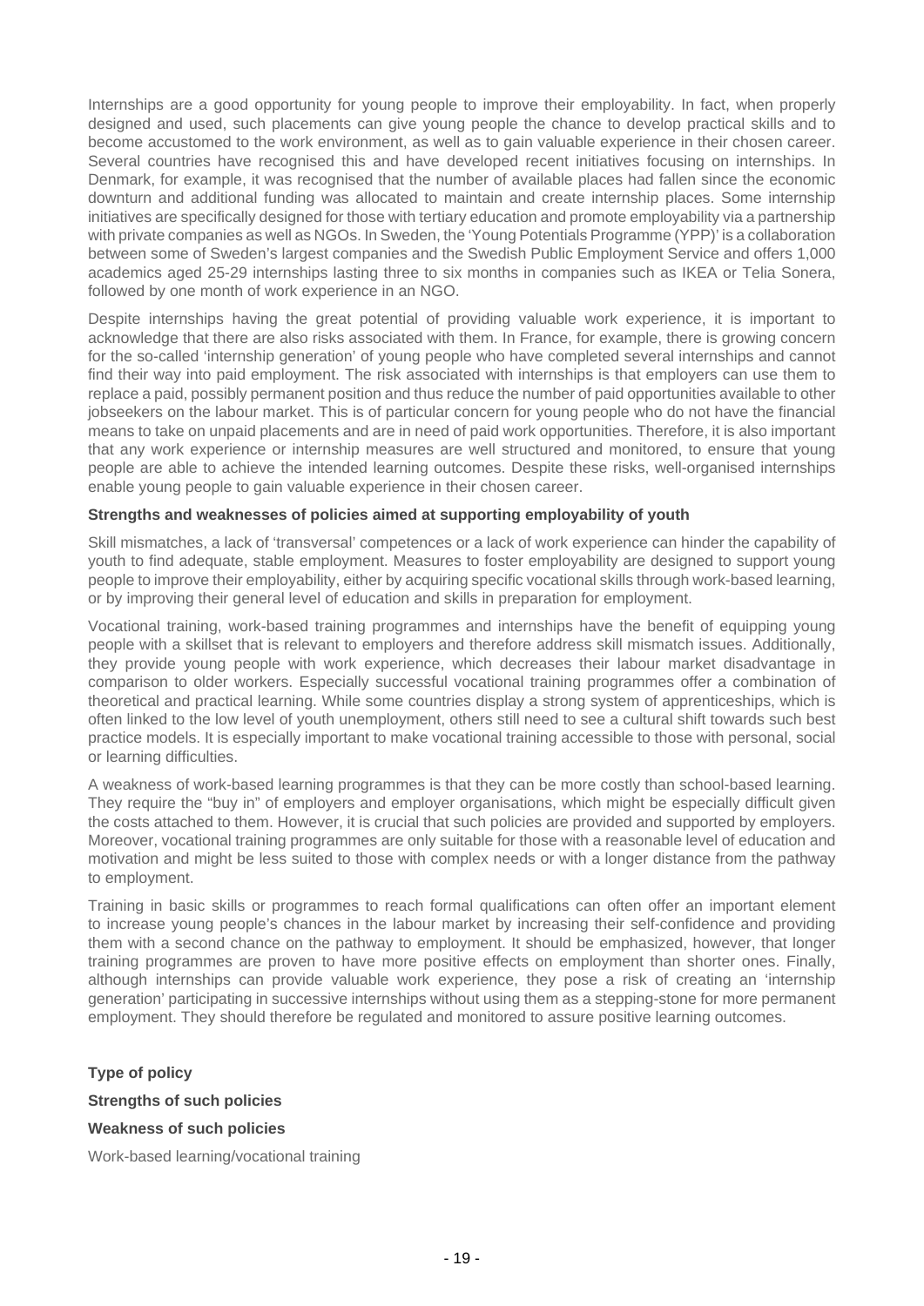Internships are a good opportunity for young people to improve their employability. In fact, when properly designed and used, such placements can give young people the chance to develop practical skills and to become accustomed to the work environment, as well as to gain valuable experience in their chosen career. Several countries have recognised this and have developed recent initiatives focusing on internships. In Denmark, for example, it was recognised that the number of available places had fallen since the economic downturn and additional funding was allocated to maintain and create internship places. Some internship initiatives are specifically designed for those with tertiary education and promote employability via a partnership with private companies as well as NGOs. In Sweden, the 'Young Potentials Programme (YPP)' is a collaboration between some of Sweden's largest companies and the Swedish Public Employment Service and offers 1,000 academics aged 25-29 internships lasting three to six months in companies such as IKEA or Telia Sonera, followed by one month of work experience in an NGO.

Despite internships having the great potential of providing valuable work experience, it is important to acknowledge that there are also risks associated with them. In France, for example, there is growing concern for the so-called 'internship generation' of young people who have completed several internships and cannot find their way into paid employment. The risk associated with internships is that employers can use them to replace a paid, possibly permanent position and thus reduce the number of paid opportunities available to other jobseekers on the labour market. This is of particular concern for young people who do not have the financial means to take on unpaid placements and are in need of paid work opportunities. Therefore, it is also important that any work experience or internship measures are well structured and monitored, to ensure that young people are able to achieve the intended learning outcomes. Despite these risks, well-organised internships enable young people to gain valuable experience in their chosen career.

**Strengths and weaknesses of policies aimed at supporting employability of youth**

Skill mismatches, a lack of 'transversal' competences or a lack of work experience can hinder the capability of youth to find adequate, stable employment. Measures to foster employability are designed to support young people to improve their employability, either by acquiring specific vocational skills through work-based learning, or by improving their general level of education and skills in preparation for employment.

Vocational training, work-based training programmes and internships have the benefit of equipping young people with a skillset that is relevant to employers and therefore address skill mismatch issues. Additionally, they provide young people with work experience, which decreases their labour market disadvantage in comparison to older workers. Especially successful vocational training programmes offer a combination of theoretical and practical learning. While some countries display a strong system of apprenticeships, which is often linked to the low level of youth unemployment, others still need to see a cultural shift towards such best practice models. It is especially important to make vocational training accessible to those with personal, social or learning difficulties.

A weakness of work-based learning programmes is that they can be more costly than school-based learning. They require the "buy in" of employers and employer organisations, which might be especially difficult given the costs attached to them. However, it is crucial that such policies are provided and supported by employers. Moreover, vocational training programmes are only suitable for those with a reasonable level of education and motivation and might be less suited to those with complex needs or with a longer distance from the pathway to employment.

Training in basic skills or programmes to reach formal qualifications can often offer an important element to increase young people's chances in the labour market by increasing their self-confidence and providing them with a second chance on the pathway to employment. It should be emphasized, however, that longer training programmes are proven to have more positive effects on employment than shorter ones. Finally, although internships can provide valuable work experience, they pose a risk of creating an 'internship generation' participating in successive internships without using them as a stepping-stone for more permanent employment. They should therefore be regulated and monitored to assure positive learning outcomes.

| **Type of policy** | **Strengths of such policies** | **Weakness of such policies** |
|---|---|---|
| Work-based learning/vocational training | | |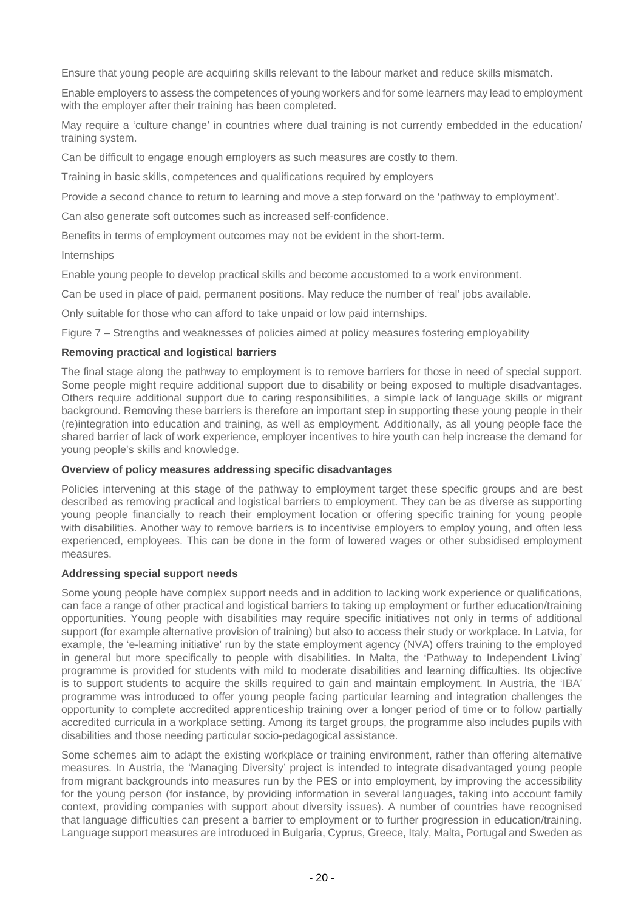Ensure that young people are acquiring skills relevant to the labour market and reduce skills mismatch.

Enable employers to assess the competences of young workers and for some learners may lead to employment with the employer after their training has been completed.

May require a 'culture change' in countries where dual training is not currently embedded in the education/ training system.

Can be difficult to engage enough employers as such measures are costly to them.

Training in basic skills, competences and qualifications required by employers

Provide a second chance to return to learning and move a step forward on the 'pathway to employment'.

Can also generate soft outcomes such as increased self-confidence.

Benefits in terms of employment outcomes may not be evident in the short-term.

Internships

Enable young people to develop practical skills and become accustomed to a work environment.

Can be used in place of paid, permanent positions. May reduce the number of 'real' jobs available.

Only suitable for those who can afford to take unpaid or low paid internships.

Figure 7 – Strengths and weaknesses of policies aimed at policy measures fostering employability

**Removing practical and logistical barriers**

The final stage along the pathway to employment is to remove barriers for those in need of special support. Some people might require additional support due to disability or being exposed to multiple disadvantages. Others require additional support due to caring responsibilities, a simple lack of language skills or migrant background. Removing these barriers is therefore an important step in supporting these young people in their (re)integration into education and training, as well as employment. Additionally, as all young people face the shared barrier of lack of work experience, employer incentives to hire youth can help increase the demand for young people's skills and knowledge.

**Overview of policy measures addressing specific disadvantages**

Policies intervening at this stage of the pathway to employment target these specific groups and are best described as removing practical and logistical barriers to employment. They can be as diverse as supporting young people financially to reach their employment location or offering specific training for young people with disabilities. Another way to remove barriers is to incentivise employers to employ young, and often less experienced, employees. This can be done in the form of lowered wages or other subsidised employment measures.

**Addressing special support needs**

Some young people have complex support needs and in addition to lacking work experience or qualifications, can face a range of other practical and logistical barriers to taking up employment or further education/training opportunities. Young people with disabilities may require specific initiatives not only in terms of additional support (for example alternative provision of training) but also to access their study or workplace. In Latvia, for example, the 'e-learning initiative' run by the state employment agency (NVA) offers training to the employed in general but more specifically to people with disabilities. In Malta, the 'Pathway to Independent Living' programme is provided for students with mild to moderate disabilities and learning difficulties. Its objective is to support students to acquire the skills required to gain and maintain employment. In Austria, the 'IBA' programme was introduced to offer young people facing particular learning and integration challenges the opportunity to complete accredited apprenticeship training over a longer period of time or to follow partially accredited curricula in a workplace setting. Among its target groups, the programme also includes pupils with disabilities and those needing particular socio-pedagogical assistance.

Some schemes aim to adapt the existing workplace or training environment, rather than offering alternative measures. In Austria, the 'Managing Diversity' project is intended to integrate disadvantaged young people from migrant backgrounds into measures run by the PES or into employment, by improving the accessibility for the young person (for instance, by providing information in several languages, taking into account family context, providing companies with support about diversity issues). A number of countries have recognised that language difficulties can present a barrier to employment or to further progression in education/training. Language support measures are introduced in Bulgaria, Cyprus, Greece, Italy, Malta, Portugal and Sweden as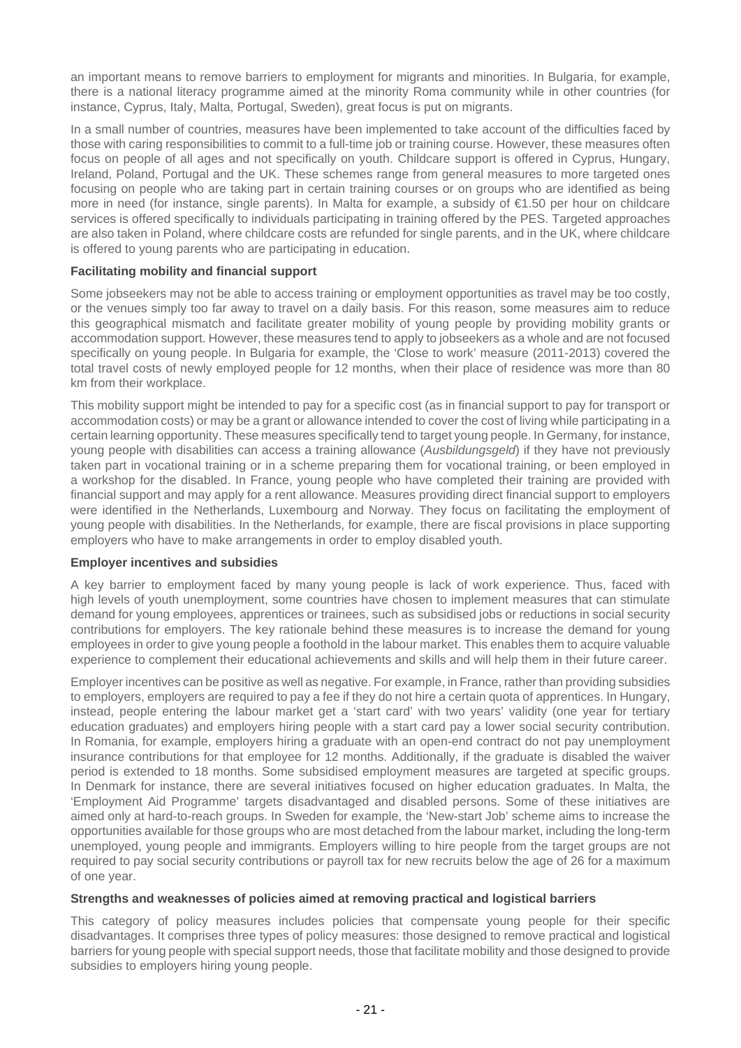an important means to remove barriers to employment for migrants and minorities. In Bulgaria, for example, there is a national literacy programme aimed at the minority Roma community while in other countries (for instance, Cyprus, Italy, Malta, Portugal, Sweden), great focus is put on migrants.

In a small number of countries, measures have been implemented to take account of the difficulties faced by those with caring responsibilities to commit to a full-time job or training course. However, these measures often focus on people of all ages and not specifically on youth. Childcare support is offered in Cyprus, Hungary, Ireland, Poland, Portugal and the UK. These schemes range from general measures to more targeted ones focusing on people who are taking part in certain training courses or on groups who are identified as being more in need (for instance, single parents). In Malta for example, a subsidy of €1.50 per hour on childcare services is offered specifically to individuals participating in training offered by the PES. Targeted approaches are also taken in Poland, where childcare costs are refunded for single parents, and in the UK, where childcare is offered to young parents who are participating in education.

**Facilitating mobility and financial support**

Some jobseekers may not be able to access training or employment opportunities as travel may be too costly, or the venues simply too far away to travel on a daily basis. For this reason, some measures aim to reduce this geographical mismatch and facilitate greater mobility of young people by providing mobility grants or accommodation support. However, these measures tend to apply to jobseekers as a whole and are not focused specifically on young people. In Bulgaria for example, the 'Close to work' measure (2011-2013) covered the total travel costs of newly employed people for 12 months, when their place of residence was more than 80 km from their workplace.

This mobility support might be intended to pay for a specific cost (as in financial support to pay for transport or accommodation costs) or may be a grant or allowance intended to cover the cost of living while participating in a certain learning opportunity. These measures specifically tend to target young people. In Germany, for instance, young people with disabilities can access a training allowance (*Ausbildungsgeld*) if they have not previously taken part in vocational training or in a scheme preparing them for vocational training, or been employed in a workshop for the disabled. In France, young people who have completed their training are provided with financial support and may apply for a rent allowance. Measures providing direct financial support to employers were identified in the Netherlands, Luxembourg and Norway. They focus on facilitating the employment of young people with disabilities. In the Netherlands, for example, there are fiscal provisions in place supporting employers who have to make arrangements in order to employ disabled youth.

**Employer incentives and subsidies**

A key barrier to employment faced by many young people is lack of work experience. Thus, faced with high levels of youth unemployment, some countries have chosen to implement measures that can stimulate demand for young employees, apprentices or trainees, such as subsidised jobs or reductions in social security contributions for employers. The key rationale behind these measures is to increase the demand for young employees in order to give young people a foothold in the labour market. This enables them to acquire valuable experience to complement their educational achievements and skills and will help them in their future career.

Employer incentives can be positive as well as negative. For example, in France, rather than providing subsidies to employers, employers are required to pay a fee if they do not hire a certain quota of apprentices. In Hungary, instead, people entering the labour market get a 'start card' with two years' validity (one year for tertiary education graduates) and employers hiring people with a start card pay a lower social security contribution. In Romania, for example, employers hiring a graduate with an open-end contract do not pay unemployment insurance contributions for that employee for 12 months. Additionally, if the graduate is disabled the waiver period is extended to 18 months. Some subsidised employment measures are targeted at specific groups. In Denmark for instance, there are several initiatives focused on higher education graduates. In Malta, the 'Employment Aid Programme' targets disadvantaged and disabled persons. Some of these initiatives are aimed only at hard-to-reach groups. In Sweden for example, the 'New-start Job' scheme aims to increase the opportunities available for those groups who are most detached from the labour market, including the long-term unemployed, young people and immigrants. Employers willing to hire people from the target groups are not required to pay social security contributions or payroll tax for new recruits below the age of 26 for a maximum of one year.

**Strengths and weaknesses of policies aimed at removing practical and logistical barriers**

This category of policy measures includes policies that compensate young people for their specific disadvantages. It comprises three types of policy measures: those designed to remove practical and logistical barriers for young people with special support needs, those that facilitate mobility and those designed to provide subsidies to employers hiring young people.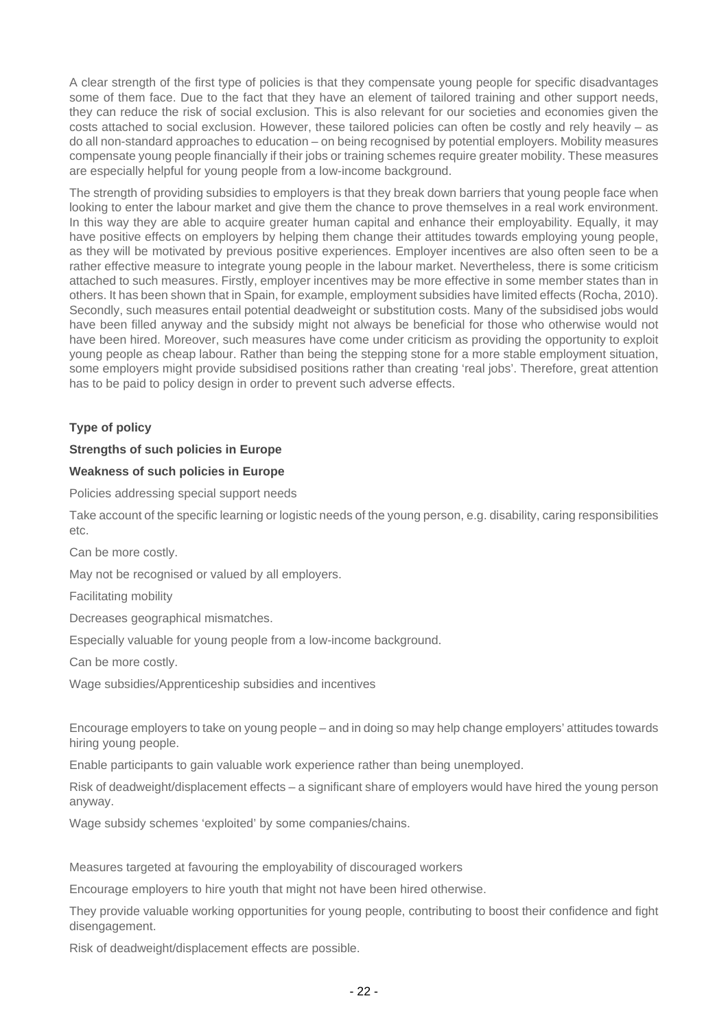A clear strength of the first type of policies is that they compensate young people for specific disadvantages some of them face. Due to the fact that they have an element of tailored training and other support needs, they can reduce the risk of social exclusion. This is also relevant for our societies and economies given the costs attached to social exclusion. However, these tailored policies can often be costly and rely heavily – as do all non-standard approaches to education – on being recognised by potential employers. Mobility measures compensate young people financially if their jobs or training schemes require greater mobility. These measures are especially helpful for young people from a low-income background.

The strength of providing subsidies to employers is that they break down barriers that young people face when looking to enter the labour market and give them the chance to prove themselves in a real work environment. In this way they are able to acquire greater human capital and enhance their employability. Equally, it may have positive effects on employers by helping them change their attitudes towards employing young people, as they will be motivated by previous positive experiences. Employer incentives are also often seen to be a rather effective measure to integrate young people in the labour market. Nevertheless, there is some criticism attached to such measures. Firstly, employer incentives may be more effective in some member states than in others. It has been shown that in Spain, for example, employment subsidies have limited effects (Rocha, 2010). Secondly, such measures entail potential deadweight or substitution costs. Many of the subsidised jobs would have been filled anyway and the subsidy might not always be beneficial for those who otherwise would not have been hired. Moreover, such measures have come under criticism as providing the opportunity to exploit young people as cheap labour. Rather than being the stepping stone for a more stable employment situation, some employers might provide subsidised positions rather than creating 'real jobs'. Therefore, great attention has to be paid to policy design in order to prevent such adverse effects.

| Type of policy | Strengths of such policies in Europe | Weakness of such policies in Europe |
|---|---|---|
| Policies addressing special support needs | Take account of the specific learning or logistic needs of the young person, e.g. disability, caring responsibilities etc. | Can be more costly. May not be recognised or valued by all employers. |
| Facilitating mobility | Decreases geographical mismatches. Especially valuable for young people from a low-income background. | Can be more costly. |
| Wage subsidies/Apprenticeship subsidies and incentives | Encourage employers to take on young people – and in doing so may help change employers' attitudes towards hiring young people. Enable participants to gain valuable work experience rather than being unemployed. | Risk of deadweight/displacement effects – a significant share of employers would have hired the young person anyway. Wage subsidy schemes 'exploited' by some companies/chains. |
| Measures targeted at favouring the employability of discouraged workers | Encourage employers to hire youth that might not have been hired otherwise. They provide valuable working opportunities for young people, contributing to boost their confidence and fight disengagement. | Risk of deadweight/displacement effects are possible. |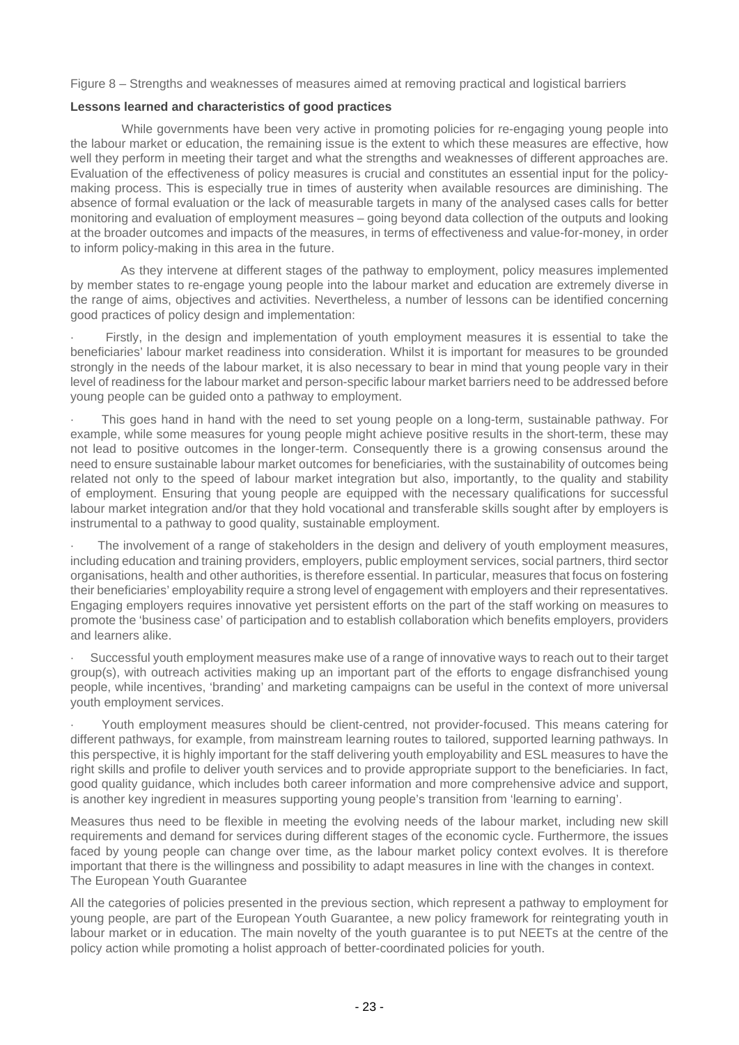Figure 8 – Strengths and weaknesses of measures aimed at removing practical and logistical barriers

**Lessons learned and characteristics of good practices**

While governments have been very active in promoting policies for re-engaging young people into the labour market or education, the remaining issue is the extent to which these measures are effective, how well they perform in meeting their target and what the strengths and weaknesses of different approaches are. Evaluation of the effectiveness of policy measures is crucial and constitutes an essential input for the policy-making process. This is especially true in times of austerity when available resources are diminishing. The absence of formal evaluation or the lack of measurable targets in many of the analysed cases calls for better monitoring and evaluation of employment measures – going beyond data collection of the outputs and looking at the broader outcomes and impacts of the measures, in terms of effectiveness and value-for-money, in order to inform policy-making in this area in the future.

As they intervene at different stages of the pathway to employment, policy measures implemented by member states to re-engage young people into the labour market and education are extremely diverse in the range of aims, objectives and activities. Nevertheless, a number of lessons can be identified concerning good practices of policy design and implementation:

- Firstly, in the design and implementation of youth employment measures it is essential to take the beneficiaries' labour market readiness into consideration. Whilst it is important for measures to be grounded strongly in the needs of the labour market, it is also necessary to bear in mind that young people vary in their level of readiness for the labour market and person-specific labour market barriers need to be addressed before young people can be guided onto a pathway to employment.

- This goes hand in hand with the need to set young people on a long-term, sustainable pathway. For example, while some measures for young people might achieve positive results in the short-term, these may not lead to positive outcomes in the longer-term. Consequently there is a growing consensus around the need to ensure sustainable labour market outcomes for beneficiaries, with the sustainability of outcomes being related not only to the speed of labour market integration but also, importantly, to the quality and stability of employment. Ensuring that young people are equipped with the necessary qualifications for successful labour market integration and/or that they hold vocational and transferable skills sought after by employers is instrumental to a pathway to good quality, sustainable employment.

- The involvement of a range of stakeholders in the design and delivery of youth employment measures, including education and training providers, employers, public employment services, social partners, third sector organisations, health and other authorities, is therefore essential. In particular, measures that focus on fostering their beneficiaries' employability require a strong level of engagement with employers and their representatives. Engaging employers requires innovative yet persistent efforts on the part of the staff working on measures to promote the 'business case' of participation and to establish collaboration which benefits employers, providers and learners alike.

- Successful youth employment measures make use of a range of innovative ways to reach out to their target group(s), with outreach activities making up an important part of the efforts to engage disfranchised young people, while incentives, 'branding' and marketing campaigns can be useful in the context of more universal youth employment services.

- Youth employment measures should be client-centred, not provider-focused. This means catering for different pathways, for example, from mainstream learning routes to tailored, supported learning pathways. In this perspective, it is highly important for the staff delivering youth employability and ESL measures to have the right skills and profile to deliver youth services and to provide appropriate support to the beneficiaries. In fact, good quality guidance, which includes both career information and more comprehensive advice and support, is another key ingredient in measures supporting young people's transition from 'learning to earning'.

Measures thus need to be flexible in meeting the evolving needs of the labour market, including new skill requirements and demand for services during different stages of the economic cycle. Furthermore, the issues faced by young people can change over time, as the labour market policy context evolves. It is therefore important that there is the willingness and possibility to adapt measures in line with the changes in context.

The European Youth Guarantee

All the categories of policies presented in the previous section, which represent a pathway to employment for young people, are part of the European Youth Guarantee, a new policy framework for reintegrating youth in labour market or in education. The main novelty of the youth guarantee is to put NEETs at the centre of the policy action while promoting a holist approach of better-coordinated policies for youth.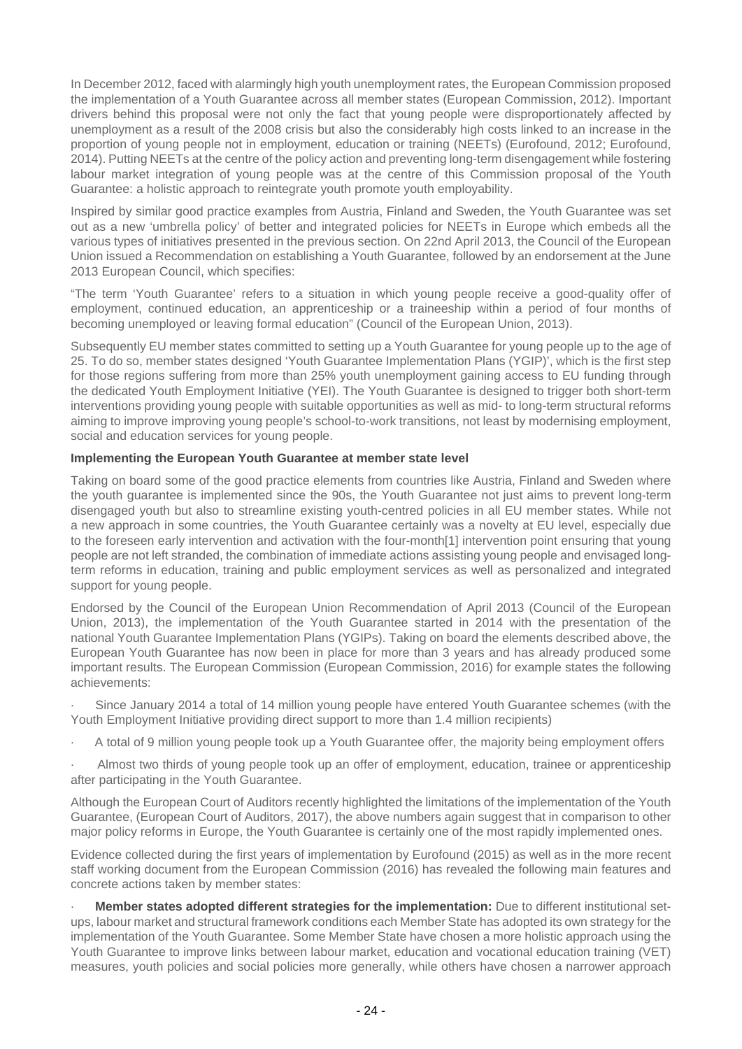In December 2012, faced with alarmingly high youth unemployment rates, the European Commission proposed the implementation of a Youth Guarantee across all member states (European Commission, 2012). Important drivers behind this proposal were not only the fact that young people were disproportionately affected by unemployment as a result of the 2008 crisis but also the considerably high costs linked to an increase in the proportion of young people not in employment, education or training (NEETs) (Eurofound, 2012; Eurofound, 2014). Putting NEETs at the centre of the policy action and preventing long-term disengagement while fostering labour market integration of young people was at the centre of this Commission proposal of the Youth Guarantee: a holistic approach to reintegrate youth promote youth employability.

Inspired by similar good practice examples from Austria, Finland and Sweden, the Youth Guarantee was set out as a new 'umbrella policy' of better and integrated policies for NEETs in Europe which embeds all the various types of initiatives presented in the previous section. On 22nd April 2013, the Council of the European Union issued a Recommendation on establishing a Youth Guarantee, followed by an endorsement at the June 2013 European Council, which specifies:

"The term 'Youth Guarantee' refers to a situation in which young people receive a good-quality offer of employment, continued education, an apprenticeship or a traineeship within a period of four months of becoming unemployed or leaving formal education" (Council of the European Union, 2013).

Subsequently EU member states committed to setting up a Youth Guarantee for young people up to the age of 25. To do so, member states designed 'Youth Guarantee Implementation Plans (YGIP)', which is the first step for those regions suffering from more than 25% youth unemployment gaining access to EU funding through the dedicated Youth Employment Initiative (YEI). The Youth Guarantee is designed to trigger both short-term interventions providing young people with suitable opportunities as well as mid- to long-term structural reforms aiming to improve improving young people's school-to-work transitions, not least by modernising employment, social and education services for young people.

**Implementing the European Youth Guarantee at member state level**

Taking on board some of the good practice elements from countries like Austria, Finland and Sweden where the youth guarantee is implemented since the 90s, the Youth Guarantee not just aims to prevent long-term disengaged youth but also to streamline existing youth-centred policies in all EU member states. While not a new approach in some countries, the Youth Guarantee certainly was a novelty at EU level, especially due to the foreseen early intervention and activation with the four-month[1] intervention point ensuring that young people are not left stranded, the combination of immediate actions assisting young people and envisaged long-term reforms in education, training and public employment services as well as personalized and integrated support for young people.

Endorsed by the Council of the European Union Recommendation of April 2013 (Council of the European Union, 2013), the implementation of the Youth Guarantee started in 2014 with the presentation of the national Youth Guarantee Implementation Plans (YGIPs). Taking on board the elements described above, the European Youth Guarantee has now been in place for more than 3 years and has already produced some important results. The European Commission (European Commission, 2016) for example states the following achievements:

- Since January 2014 a total of 14 million young people have entered Youth Guarantee schemes (with the Youth Employment Initiative providing direct support to more than 1.4 million recipients)
- A total of 9 million young people took up a Youth Guarantee offer, the majority being employment offers
- Almost two thirds of young people took up an offer of employment, education, trainee or apprenticeship after participating in the Youth Guarantee.

Although the European Court of Auditors recently highlighted the limitations of the implementation of the Youth Guarantee, (European Court of Auditors, 2017), the above numbers again suggest that in comparison to other major policy reforms in Europe, the Youth Guarantee is certainly one of the most rapidly implemented ones.

Evidence collected during the first years of implementation by Eurofound (2015) as well as in the more recent staff working document from the European Commission (2016) has revealed the following main features and concrete actions taken by member states:

- **Member states adopted different strategies for the implementation:** Due to different institutional set-ups, labour market and structural framework conditions each Member State has adopted its own strategy for the implementation of the Youth Guarantee. Some Member State have chosen a more holistic approach using the Youth Guarantee to improve links between labour market, education and vocational education training (VET) measures, youth policies and social policies more generally, while others have chosen a narrower approach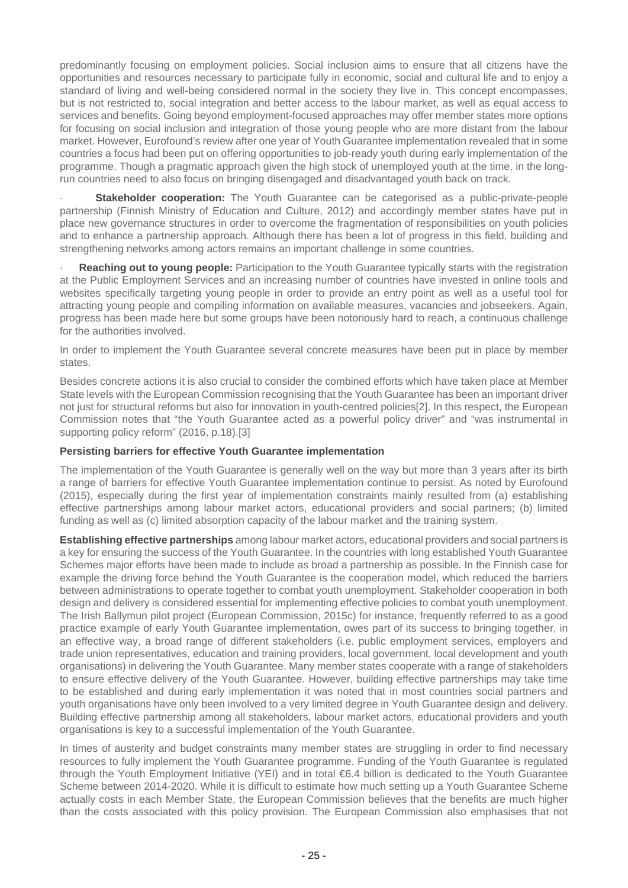predominantly focusing on employment policies. Social inclusion aims to ensure that all citizens have the opportunities and resources necessary to participate fully in economic, social and cultural life and to enjoy a standard of living and well-being considered normal in the society they live in. This concept encompasses, but is not restricted to, social integration and better access to the labour market, as well as equal access to services and benefits. Going beyond employment-focused approaches may offer member states more options for focusing on social inclusion and integration of those young people who are more distant from the labour market. However, Eurofound's review after one year of Youth Guarantee implementation revealed that in some countries a focus had been put on offering opportunities to job-ready youth during early implementation of the programme. Though a pragmatic approach given the high stock of unemployed youth at the time, in the long-run countries need to also focus on bringing disengaged and disadvantaged youth back on track.

- **Stakeholder cooperation:** The Youth Guarantee can be categorised as a public-private-people partnership (Finnish Ministry of Education and Culture, 2012) and accordingly member states have put in place new governance structures in order to overcome the fragmentation of responsibilities on youth policies and to enhance a partnership approach. Although there has been a lot of progress in this field, building and strengthening networks among actors remains an important challenge in some countries.

- **Reaching out to young people:** Participation to the Youth Guarantee typically starts with the registration at the Public Employment Services and an increasing number of countries have invested in online tools and websites specifically targeting young people in order to provide an entry point as well as a useful tool for attracting young people and compiling information on available measures, vacancies and jobseekers. Again, progress has been made here but some groups have been notoriously hard to reach, a continuous challenge for the authorities involved.

In order to implement the Youth Guarantee several concrete measures have been put in place by member states.

Besides concrete actions it is also crucial to consider the combined efforts which have taken place at Member State levels with the European Commission recognising that the Youth Guarantee has been an important driver not just for structural reforms but also for innovation in youth-centred policies[2]. In this respect, the European Commission notes that "the Youth Guarantee acted as a powerful policy driver" and "was instrumental in supporting policy reform" (2016, p.18).[3]

**Persisting barriers for effective Youth Guarantee implementation**

The implementation of the Youth Guarantee is generally well on the way but more than 3 years after its birth a range of barriers for effective Youth Guarantee implementation continue to persist. As noted by Eurofound (2015), especially during the first year of implementation constraints mainly resulted from (a) establishing effective partnerships among labour market actors, educational providers and social partners; (b) limited funding as well as (c) limited absorption capacity of the labour market and the training system.

**Establishing effective partnerships** among labour market actors, educational providers and social partners is a key for ensuring the success of the Youth Guarantee. In the countries with long established Youth Guarantee Schemes major efforts have been made to include as broad a partnership as possible. In the Finnish case for example the driving force behind the Youth Guarantee is the cooperation model, which reduced the barriers between administrations to operate together to combat youth unemployment. Stakeholder cooperation in both design and delivery is considered essential for implementing effective policies to combat youth unemployment. The Irish Ballymun pilot project (European Commission, 2015c) for instance, frequently referred to as a good practice example of early Youth Guarantee implementation, owes part of its success to bringing together, in an effective way, a broad range of different stakeholders (i.e. public employment services, employers and trade union representatives, education and training providers, local government, local development and youth organisations) in delivering the Youth Guarantee. Many member states cooperate with a range of stakeholders to ensure effective delivery of the Youth Guarantee. However, building effective partnerships may take time to be established and during early implementation it was noted that in most countries social partners and youth organisations have only been involved to a very limited degree in Youth Guarantee design and delivery. Building effective partnership among all stakeholders, labour market actors, educational providers and youth organisations is key to a successful implementation of the Youth Guarantee.

In times of austerity and budget constraints many member states are struggling in order to find necessary resources to fully implement the Youth Guarantee programme. Funding of the Youth Guarantee is regulated through the Youth Employment Initiative (YEI) and in total €6.4 billion is dedicated to the Youth Guarantee Scheme between 2014-2020. While it is difficult to estimate how much setting up a Youth Guarantee Scheme actually costs in each Member State, the European Commission believes that the benefits are much higher than the costs associated with this policy provision. The European Commission also emphasises that not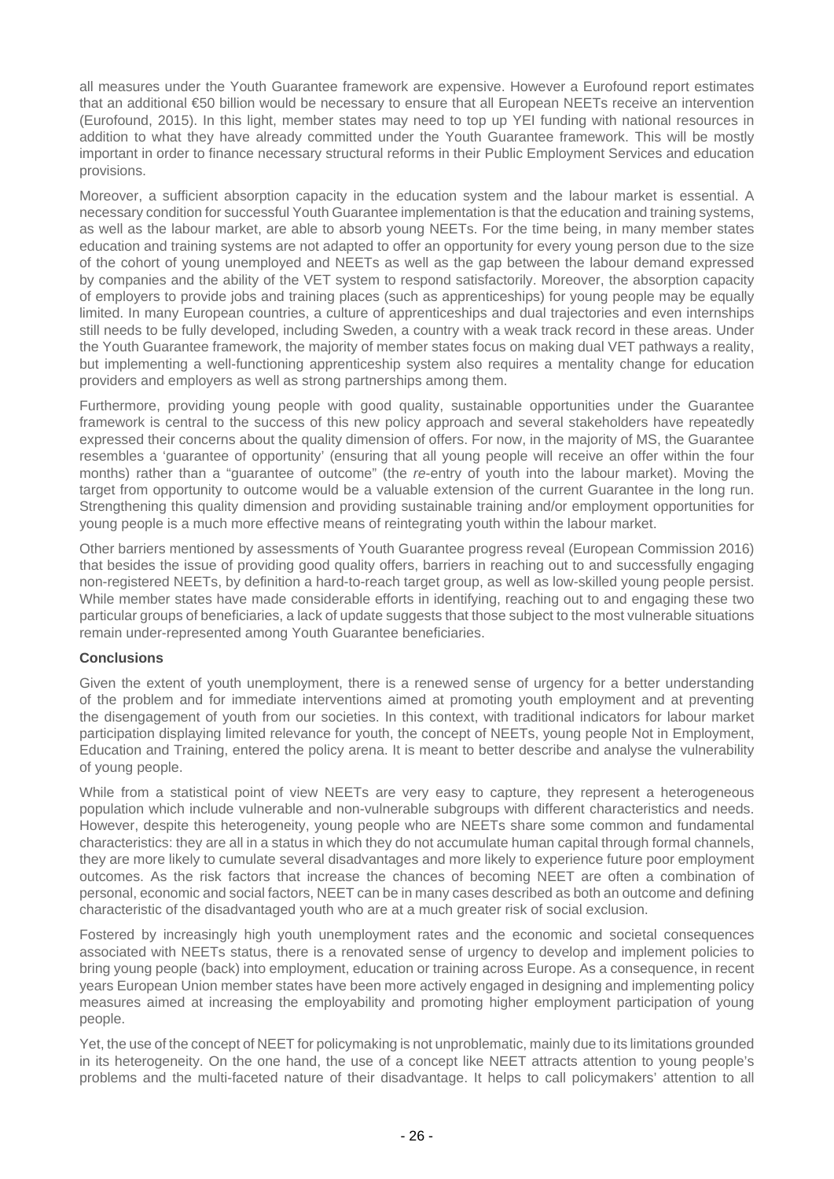all measures under the Youth Guarantee framework are expensive. However a Eurofound report estimates that an additional €50 billion would be necessary to ensure that all European NEETs receive an intervention (Eurofound, 2015). In this light, member states may need to top up YEI funding with national resources in addition to what they have already committed under the Youth Guarantee framework. This will be mostly important in order to finance necessary structural reforms in their Public Employment Services and education provisions.

Moreover, a sufficient absorption capacity in the education system and the labour market is essential. A necessary condition for successful Youth Guarantee implementation is that the education and training systems, as well as the labour market, are able to absorb young NEETs. For the time being, in many member states education and training systems are not adapted to offer an opportunity for every young person due to the size of the cohort of young unemployed and NEETs as well as the gap between the labour demand expressed by companies and the ability of the VET system to respond satisfactorily. Moreover, the absorption capacity of employers to provide jobs and training places (such as apprenticeships) for young people may be equally limited. In many European countries, a culture of apprenticeships and dual trajectories and even internships still needs to be fully developed, including Sweden, a country with a weak track record in these areas. Under the Youth Guarantee framework, the majority of member states focus on making dual VET pathways a reality, but implementing a well-functioning apprenticeship system also requires a mentality change for education providers and employers as well as strong partnerships among them.

Furthermore, providing young people with good quality, sustainable opportunities under the Guarantee framework is central to the success of this new policy approach and several stakeholders have repeatedly expressed their concerns about the quality dimension of offers. For now, in the majority of MS, the Guarantee resembles a 'guarantee of opportunity' (ensuring that all young people will receive an offer within the four months) rather than a "guarantee of outcome" (the *re*-entry of youth into the labour market). Moving the target from opportunity to outcome would be a valuable extension of the current Guarantee in the long run. Strengthening this quality dimension and providing sustainable training and/or employment opportunities for young people is a much more effective means of reintegrating youth within the labour market.

Other barriers mentioned by assessments of Youth Guarantee progress reveal (European Commission 2016) that besides the issue of providing good quality offers, barriers in reaching out to and successfully engaging non-registered NEETs, by definition a hard-to-reach target group, as well as low-skilled young people persist. While member states have made considerable efforts in identifying, reaching out to and engaging these two particular groups of beneficiaries, a lack of update suggests that those subject to the most vulnerable situations remain under-represented among Youth Guarantee beneficiaries.

**Conclusions**

Given the extent of youth unemployment, there is a renewed sense of urgency for a better understanding of the problem and for immediate interventions aimed at promoting youth employment and at preventing the disengagement of youth from our societies. In this context, with traditional indicators for labour market participation displaying limited relevance for youth, the concept of NEETs, young people Not in Employment, Education and Training, entered the policy arena. It is meant to better describe and analyse the vulnerability of young people.

While from a statistical point of view NEETs are very easy to capture, they represent a heterogeneous population which include vulnerable and non-vulnerable subgroups with different characteristics and needs. However, despite this heterogeneity, young people who are NEETs share some common and fundamental characteristics: they are all in a status in which they do not accumulate human capital through formal channels, they are more likely to cumulate several disadvantages and more likely to experience future poor employment outcomes. As the risk factors that increase the chances of becoming NEET are often a combination of personal, economic and social factors, NEET can be in many cases described as both an outcome and defining characteristic of the disadvantaged youth who are at a much greater risk of social exclusion.

Fostered by increasingly high youth unemployment rates and the economic and societal consequences associated with NEETs status, there is a renovated sense of urgency to develop and implement policies to bring young people (back) into employment, education or training across Europe. As a consequence, in recent years European Union member states have been more actively engaged in designing and implementing policy measures aimed at increasing the employability and promoting higher employment participation of young people.

Yet, the use of the concept of NEET for policymaking is not unproblematic, mainly due to its limitations grounded in its heterogeneity. On the one hand, the use of a concept like NEET attracts attention to young people's problems and the multi-faceted nature of their disadvantage. It helps to call policymakers' attention to all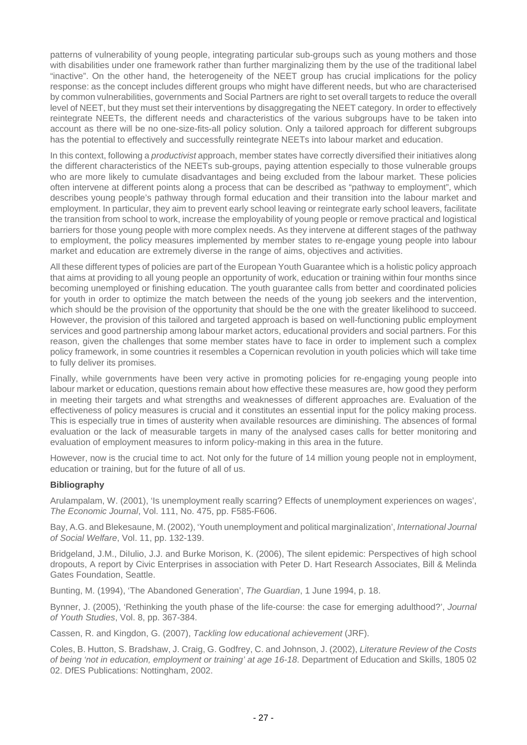patterns of vulnerability of young people, integrating particular sub-groups such as young mothers and those with disabilities under one framework rather than further marginalizing them by the use of the traditional label "inactive". On the other hand, the heterogeneity of the NEET group has crucial implications for the policy response: as the concept includes different groups who might have different needs, but who are characterised by common vulnerabilities, governments and Social Partners are right to set overall targets to reduce the overall level of NEET, but they must set their interventions by disaggregating the NEET category. In order to effectively reintegrate NEETs, the different needs and characteristics of the various subgroups have to be taken into account as there will be no one-size-fits-all policy solution. Only a tailored approach for different subgroups has the potential to effectively and successfully reintegrate NEETs into labour market and education.

In this context, following a *productivist* approach, member states have correctly diversified their initiatives along the different characteristics of the NEETs sub-groups, paying attention especially to those vulnerable groups who are more likely to cumulate disadvantages and being excluded from the labour market. These policies often intervene at different points along a process that can be described as "pathway to employment", which describes young people's pathway through formal education and their transition into the labour market and employment. In particular, they aim to prevent early school leaving or reintegrate early school leavers, facilitate the transition from school to work, increase the employability of young people or remove practical and logistical barriers for those young people with more complex needs. As they intervene at different stages of the pathway to employment, the policy measures implemented by member states to re-engage young people into labour market and education are extremely diverse in the range of aims, objectives and activities.

All these different types of policies are part of the European Youth Guarantee which is a holistic policy approach that aims at providing to all young people an opportunity of work, education or training within four months since becoming unemployed or finishing education. The youth guarantee calls from better and coordinated policies for youth in order to optimize the match between the needs of the young job seekers and the intervention, which should be the provision of the opportunity that should be the one with the greater likelihood to succeed. However, the provision of this tailored and targeted approach is based on well-functioning public employment services and good partnership among labour market actors, educational providers and social partners. For this reason, given the challenges that some member states have to face in order to implement such a complex policy framework, in some countries it resembles a Copernican revolution in youth policies which will take time to fully deliver its promises.

Finally, while governments have been very active in promoting policies for re-engaging young people into labour market or education, questions remain about how effective these measures are, how good they perform in meeting their targets and what strengths and weaknesses of different approaches are. Evaluation of the effectiveness of policy measures is crucial and it constitutes an essential input for the policy making process. This is especially true in times of austerity when available resources are diminishing. The absences of formal evaluation or the lack of measurable targets in many of the analysed cases calls for better monitoring and evaluation of employment measures to inform policy-making in this area in the future.

However, now is the crucial time to act. Not only for the future of 14 million young people not in employment, education or training, but for the future of all of us.

### Bibliography

Arulampalam, W. (2001), 'Is unemployment really scarring? Effects of unemployment experiences on wages', *The Economic Journal*, Vol. 111, No. 475, pp. F585-F606.

Bay, A.G. and Blekesaune, M. (2002), 'Youth unemployment and political marginalization', *International Journal of Social Welfare*, Vol. 11, pp. 132-139.

Bridgeland, J.M., DiIulio, J.J. and Burke Morison, K. (2006), The silent epidemic: Perspectives of high school dropouts, A report by Civic Enterprises in association with Peter D. Hart Research Associates, Bill & Melinda Gates Foundation, Seattle.

Bunting, M. (1994), 'The Abandoned Generation', *The Guardian*, 1 June 1994, p. 18.

Bynner, J. (2005), 'Rethinking the youth phase of the life-course: the case for emerging adulthood?', *Journal of Youth Studies*, Vol. 8, pp. 367-384.

Cassen, R. and Kingdon, G. (2007), *Tackling low educational achievement* (JRF).

Coles, B. Hutton, S. Bradshaw, J. Craig, G. Godfrey, C. and Johnson, J. (2002), *Literature Review of the Costs of being 'not in education, employment or training' at age 16-18*. Department of Education and Skills, 1805 02 02. DfES Publications: Nottingham, 2002.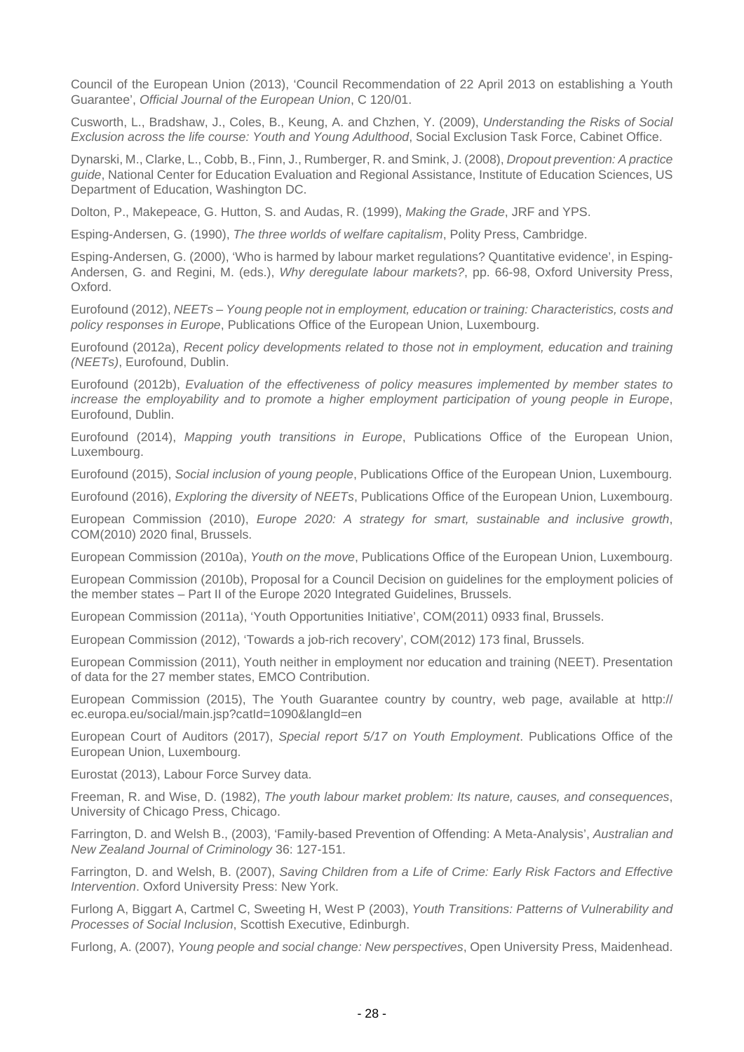Council of the European Union (2013), 'Council Recommendation of 22 April 2013 on establishing a Youth Guarantee', *Official Journal of the European Union*, C 120/01.

Cusworth, L., Bradshaw, J., Coles, B., Keung, A. and Chzhen, Y. (2009), *Understanding the Risks of Social Exclusion across the life course: Youth and Young Adulthood*, Social Exclusion Task Force, Cabinet Office.

Dynarski, M., Clarke, L., Cobb, B., Finn, J., Rumberger, R. and Smink, J. (2008), *Dropout prevention: A practice guide*, National Center for Education Evaluation and Regional Assistance, Institute of Education Sciences, US Department of Education, Washington DC.

Dolton, P., Makepeace, G. Hutton, S. and Audas, R. (1999), *Making the Grade*, JRF and YPS.

Esping-Andersen, G. (1990), *The three worlds of welfare capitalism*, Polity Press, Cambridge.

Esping-Andersen, G. (2000), 'Who is harmed by labour market regulations? Quantitative evidence', in Esping-Andersen, G. and Regini, M. (eds.), *Why deregulate labour markets?*, pp. 66-98, Oxford University Press, Oxford.

Eurofound (2012), *NEETs – Young people not in employment, education or training: Characteristics, costs and policy responses in Europe*, Publications Office of the European Union, Luxembourg.

Eurofound (2012a), *Recent policy developments related to those not in employment, education and training (NEETs)*, Eurofound, Dublin.

Eurofound (2012b), *Evaluation of the effectiveness of policy measures implemented by member states to increase the employability and to promote a higher employment participation of young people in Europe*, Eurofound, Dublin.

Eurofound (2014), *Mapping youth transitions in Europe*, Publications Office of the European Union, Luxembourg.

Eurofound (2015), *Social inclusion of young people*, Publications Office of the European Union, Luxembourg.

Eurofound (2016), *Exploring the diversity of NEETs*, Publications Office of the European Union, Luxembourg.

European Commission (2010), *Europe 2020: A strategy for smart, sustainable and inclusive growth*, COM(2010) 2020 final, Brussels.

European Commission (2010a), *Youth on the move*, Publications Office of the European Union, Luxembourg.

European Commission (2010b), Proposal for a Council Decision on guidelines for the employment policies of the member states – Part II of the Europe 2020 Integrated Guidelines, Brussels.

European Commission (2011a), 'Youth Opportunities Initiative', COM(2011) 0933 final, Brussels.

European Commission (2012), 'Towards a job-rich recovery', COM(2012) 173 final, Brussels.

European Commission (2011), Youth neither in employment nor education and training (NEET). Presentation of data for the 27 member states, EMCO Contribution.

European Commission (2015), The Youth Guarantee country by country, web page, available at http://ec.europa.eu/social/main.jsp?catId=1090&langId=en

European Court of Auditors (2017), *Special report 5/17 on Youth Employment*. Publications Office of the European Union, Luxembourg.

Eurostat (2013), Labour Force Survey data.

Freeman, R. and Wise, D. (1982), *The youth labour market problem: Its nature, causes, and consequences*, University of Chicago Press, Chicago.

Farrington, D. and Welsh B., (2003), 'Family-based Prevention of Offending: A Meta-Analysis', *Australian and New Zealand Journal of Criminology* 36: 127-151.

Farrington, D. and Welsh, B. (2007), *Saving Children from a Life of Crime: Early Risk Factors and Effective Intervention*. Oxford University Press: New York.

Furlong A, Biggart A, Cartmel C, Sweeting H, West P (2003), *Youth Transitions: Patterns of Vulnerability and Processes of Social Inclusion*, Scottish Executive, Edinburgh.

Furlong, A. (2007), *Young people and social change: New perspectives*, Open University Press, Maidenhead.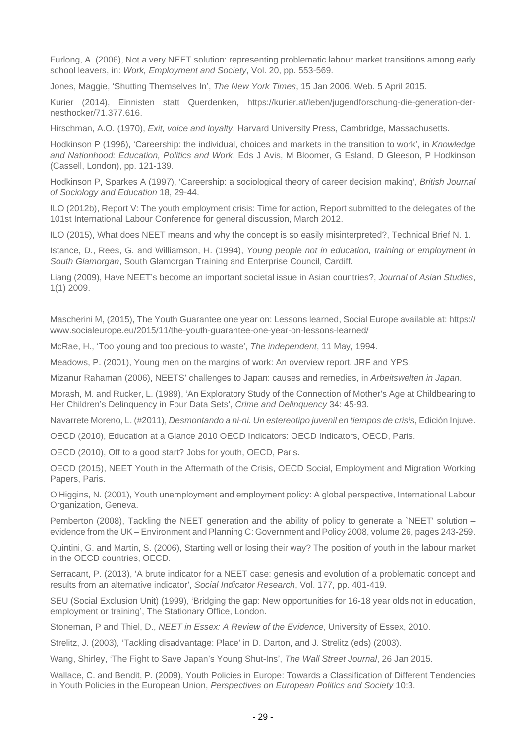Furlong, A. (2006), Not a very NEET solution: representing problematic labour market transitions among early school leavers, in: *Work, Employment and Society*, Vol. 20, pp. 553-569.

Jones, Maggie, 'Shutting Themselves In', *The New York Times*, 15 Jan 2006. Web. 5 April 2015.

Kurier (2014), Einnisten statt Querdenken, https://kurier.at/leben/jugendforschung-die-generation-der-nesthocker/71.377.616.

Hirschman, A.O. (1970), *Exit, voice and loyalty*, Harvard University Press, Cambridge, Massachusetts.

Hodkinson P (1996), 'Careership: the individual, choices and markets in the transition to work', in *Knowledge and Nationhood: Education, Politics and Work*, Eds J Avis, M Bloomer, G Esland, D Gleeson, P Hodkinson (Cassell, London), pp. 121-139.

Hodkinson P, Sparkes A (1997), 'Careership: a sociological theory of career decision making', *British Journal of Sociology and Education* 18, 29-44.

ILO (2012b), Report V: The youth employment crisis: Time for action, Report submitted to the delegates of the 101st International Labour Conference for general discussion, March 2012.

ILO (2015), What does NEET means and why the concept is so easily misinterpreted?, Technical Brief N. 1.

Istance, D., Rees, G. and Williamson, H. (1994), *Young people not in education, training or employment in South Glamorgan*, South Glamorgan Training and Enterprise Council, Cardiff.

Liang (2009), Have NEET's become an important societal issue in Asian countries?, *Journal of Asian Studies*, 1(1) 2009.

Mascherini M, (2015), The Youth Guarantee one year on: Lessons learned, Social Europe available at: https://www.socialeurope.eu/2015/11/the-youth-guarantee-one-year-on-lessons-learned/

McRae, H., 'Too young and too precious to waste', *The independent*, 11 May, 1994.

Meadows, P. (2001), Young men on the margins of work: An overview report. JRF and YPS.

Mizanur Rahaman (2006), NEETS' challenges to Japan: causes and remedies, in *Arbeitswelten in Japan*.

Morash, M. and Rucker, L. (1989), 'An Exploratory Study of the Connection of Mother's Age at Childbearing to Her Children's Delinquency in Four Data Sets', *Crime and Delinquency* 34: 45-93.

Navarrete Moreno, L. (#2011), *Desmontando a ni-ni. Un estereotipo juvenil en tiempos de crisis*, Edición Injuve.

OECD (2010), Education at a Glance 2010 OECD Indicators: OECD Indicators, OECD, Paris.

OECD (2010), Off to a good start? Jobs for youth, OECD, Paris.

OECD (2015), NEET Youth in the Aftermath of the Crisis, OECD Social, Employment and Migration Working Papers, Paris.

O'Higgins, N. (2001), Youth unemployment and employment policy: A global perspective, International Labour Organization, Geneva.

Pemberton (2008), Tackling the NEET generation and the ability of policy to generate a `NEET' solution – evidence from the UK – Environment and Planning C: Government and Policy 2008, volume 26, pages 243-259.

Quintini, G. and Martin, S. (2006), Starting well or losing their way? The position of youth in the labour market in the OECD countries, OECD.

Serracant, P. (2013), 'A brute indicator for a NEET case: genesis and evolution of a problematic concept and results from an alternative indicator', *Social Indicator Research*, Vol. 177, pp. 401-419.

SEU (Social Exclusion Unit) (1999), 'Bridging the gap: New opportunities for 16-18 year olds not in education, employment or training', The Stationary Office, London.

Stoneman, P and Thiel, D., *NEET in Essex: A Review of the Evidence*, University of Essex, 2010.

Strelitz, J. (2003), 'Tackling disadvantage: Place' in D. Darton, and J. Strelitz (eds) (2003).

Wang, Shirley, 'The Fight to Save Japan's Young Shut-Ins', *The Wall Street Journal*, 26 Jan 2015.

Wallace, C. and Bendit, P. (2009), Youth Policies in Europe: Towards a Classification of Different Tendencies in Youth Policies in the European Union, *Perspectives on European Politics and Society* 10:3.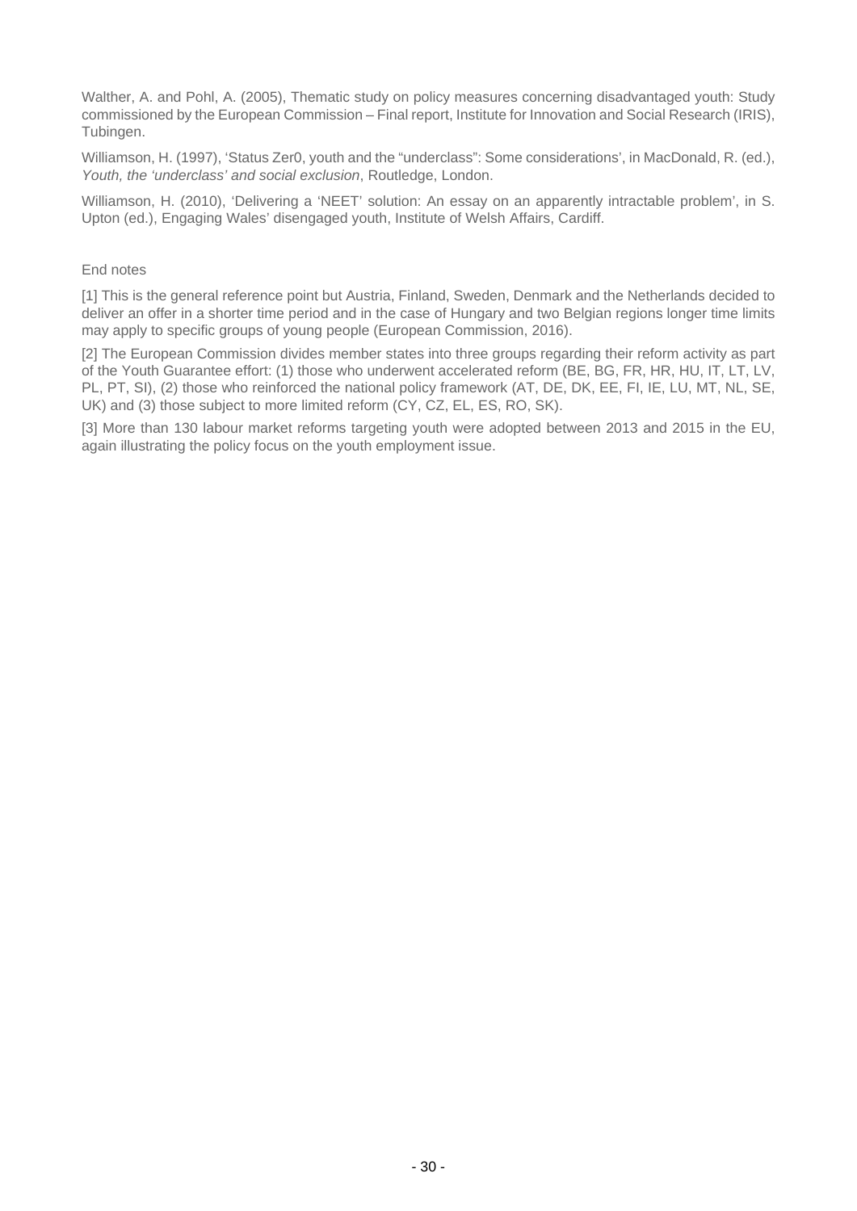Walther, A. and Pohl, A. (2005), Thematic study on policy measures concerning disadvantaged youth: Study commissioned by the European Commission – Final report, Institute for Innovation and Social Research (IRIS), Tubingen.

Williamson, H. (1997), 'Status Zer0, youth and the "underclass": Some considerations', in MacDonald, R. (ed.), *Youth, the 'underclass' and social exclusion*, Routledge, London.

Williamson, H. (2010), 'Delivering a 'NEET' solution: An essay on an apparently intractable problem', in S. Upton (ed.), Engaging Wales' disengaged youth, Institute of Welsh Affairs, Cardiff.

End notes

[1] This is the general reference point but Austria, Finland, Sweden, Denmark and the Netherlands decided to deliver an offer in a shorter time period and in the case of Hungary and two Belgian regions longer time limits may apply to specific groups of young people (European Commission, 2016).

[2] The European Commission divides member states into three groups regarding their reform activity as part of the Youth Guarantee effort: (1) those who underwent accelerated reform (BE, BG, FR, HR, HU, IT, LT, LV, PL, PT, SI), (2) those who reinforced the national policy framework (AT, DE, DK, EE, FI, IE, LU, MT, NL, SE, UK) and (3) those subject to more limited reform (CY, CZ, EL, ES, RO, SK).

[3] More than 130 labour market reforms targeting youth were adopted between 2013 and 2015 in the EU, again illustrating the policy focus on the youth employment issue.